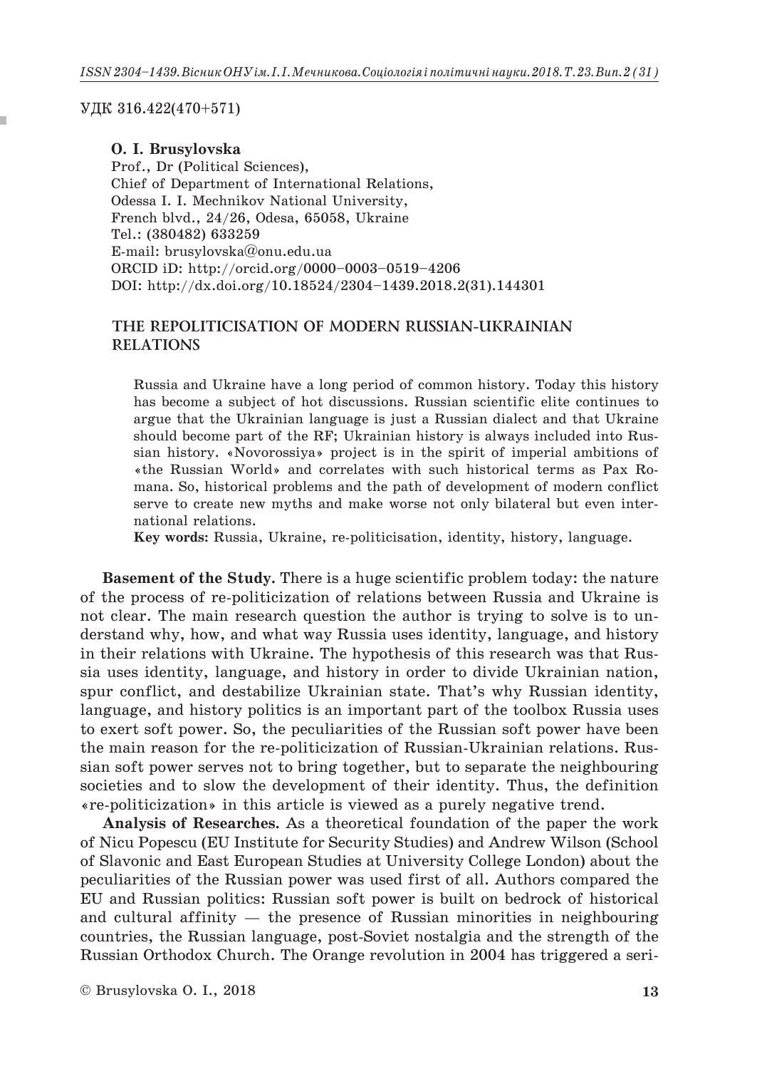УДК 316.422(470+571)

**O. I. Brusylovska**
Prof., Dr (Political Sciences),
Chief of Department of International Relations,
Odessa I. I. Mechnikov National University,
French blvd., 24/26, Odesa, 65058, Ukraine
Tel.: (380482) 633259
E-mail: brusylovska@onu.edu.ua
ORCID iD: http://orcid.org/0000–0003–0519–4206
DOI: http://dx.doi.org/10.18524/2304–1439.2018.2(31).144301

# THE REPOLITICISATION OF MODERN RUSSIAN-UKRAINIAN RELATIONS

Russia and Ukraine have a long period of common history. Today this history has become a subject of hot discussions. Russian scientific elite continues to argue that the Ukrainian language is just a Russian dialect and that Ukraine should become part of the RF; Ukrainian history is always included into Russian history. «Novorossiya» project is in the spirit of imperial ambitions of «the Russian World» and correlates with such historical terms as Pax Romana. So, historical problems and the path of development of modern conflict serve to create new myths and make worse not only bilateral but even international relations.

**Key words:** Russia, Ukraine, re-politicisation, identity, history, language.

**Basement of the Study.** There is a huge scientific problem today: the nature of the process of re-politicization of relations between Russia and Ukraine is not clear. The main research question the author is trying to solve is to understand why, how, and what way Russia uses identity, language, and history in their relations with Ukraine. The hypothesis of this research was that Russia uses identity, language, and history in order to divide Ukrainian nation, spur conflict, and destabilize Ukrainian state. That's why Russian identity, language, and history politics is an important part of the toolbox Russia uses to exert soft power. So, the peculiarities of the Russian soft power have been the main reason for the re-politicization of Russian-Ukrainian relations. Russian soft power serves not to bring together, but to separate the neighbouring societies and to slow the development of their identity. Thus, the definition «re-politicization» in this article is viewed as a purely negative trend.

**Analysis of Researches.** As a theoretical foundation of the paper the work of Nicu Popescu (EU Institute for Security Studies) and Andrew Wilson (School of Slavonic and East European Studies at University College London) about the peculiarities of the Russian power was used first of all. Authors compared the EU and Russian politics: Russian soft power is built on bedrock of historical and cultural affinity — the presence of Russian minorities in neighbouring countries, the Russian language, post-Soviet nostalgia and the strength of the Russian Orthodox Church. The Orange revolution in 2004 has triggered a seri-

© Brusylovska O. I., 2018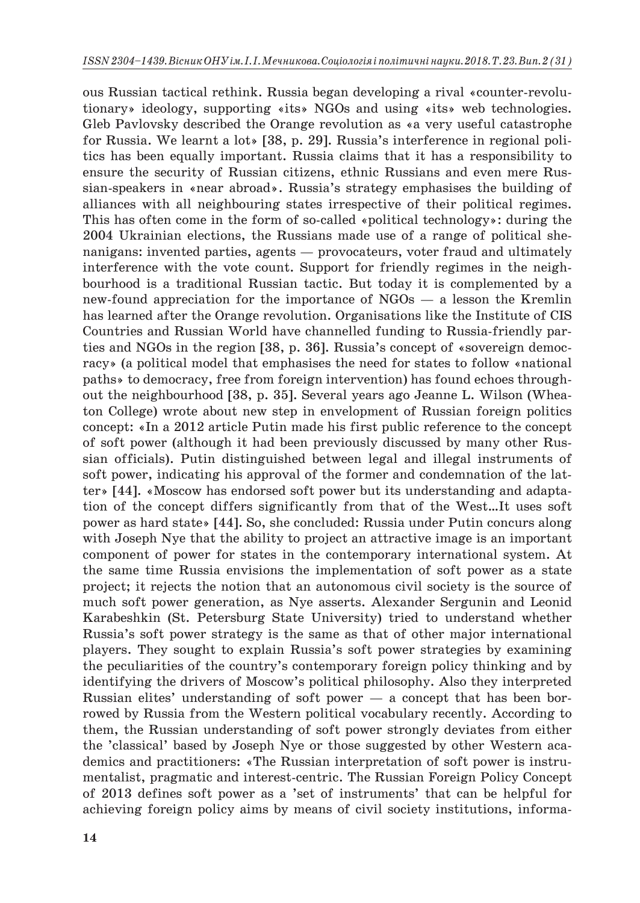ous Russian tactical rethink. Russia began developing a rival «counter-revolutionary» ideology, supporting «its» NGOs and using «its» web technologies. Gleb Pavlovsky described the Orange revolution as «a very useful catastrophe for Russia. We learnt a lot» [38, p. 29]. Russia's interference in regional politics has been equally important. Russia claims that it has a responsibility to ensure the security of Russian citizens, ethnic Russians and even mere Russian-speakers in «near abroad». Russia's strategy emphasises the building of alliances with all neighbouring states irrespective of their political regimes. This has often come in the form of so-called «political technology»: during the 2004 Ukrainian elections, the Russians made use of a range of political shenanigans: invented parties, agents — provocateurs, voter fraud and ultimately interference with the vote count. Support for friendly regimes in the neighbourhood is a traditional Russian tactic. But today it is complemented by a new-found appreciation for the importance of NGOs — a lesson the Kremlin has learned after the Orange revolution. Organisations like the Institute of CIS Countries and Russian World have channelled funding to Russia-friendly parties and NGOs in the region [38, p. 36]. Russia's concept of «sovereign democracy» (a political model that emphasises the need for states to follow «national paths» to democracy, free from foreign intervention) has found echoes throughout the neighbourhood [38, p. 35]. Several years ago Jeanne L. Wilson (Wheaton College) wrote about new step in envelopment of Russian foreign politics concept: «In a 2012 article Putin made his first public reference to the concept of soft power (although it had been previously discussed by many other Russian officials). Putin distinguished between legal and illegal instruments of soft power, indicating his approval of the former and condemnation of the latter» [44]. «Moscow has endorsed soft power but its understanding and adaptation of the concept differs significantly from that of the West...It uses soft power as hard state» [44]. So, she concluded: Russia under Putin concurs along with Joseph Nye that the ability to project an attractive image is an important component of power for states in the contemporary international system. At the same time Russia envisions the implementation of soft power as a state project; it rejects the notion that an autonomous civil society is the source of much soft power generation, as Nye asserts. Alexander Sergunin and Leonid Karabeshkin (St. Petersburg State University) tried to understand whether Russia's soft power strategy is the same as that of other major international players. They sought to explain Russia's soft power strategies by examining the peculiarities of the country's contemporary foreign policy thinking and by identifying the drivers of Moscow's political philosophy. Also they interpreted Russian elites' understanding of soft power — a concept that has been borrowed by Russia from the Western political vocabulary recently. According to them, the Russian understanding of soft power strongly deviates from either the 'classical' based by Joseph Nye or those suggested by other Western academics and practitioners: «The Russian interpretation of soft power is instrumentalist, pragmatic and interest-centric. The Russian Foreign Policy Concept of 2013 defines soft power as a 'set of instruments' that can be helpful for achieving foreign policy aims by means of civil society institutions, informa-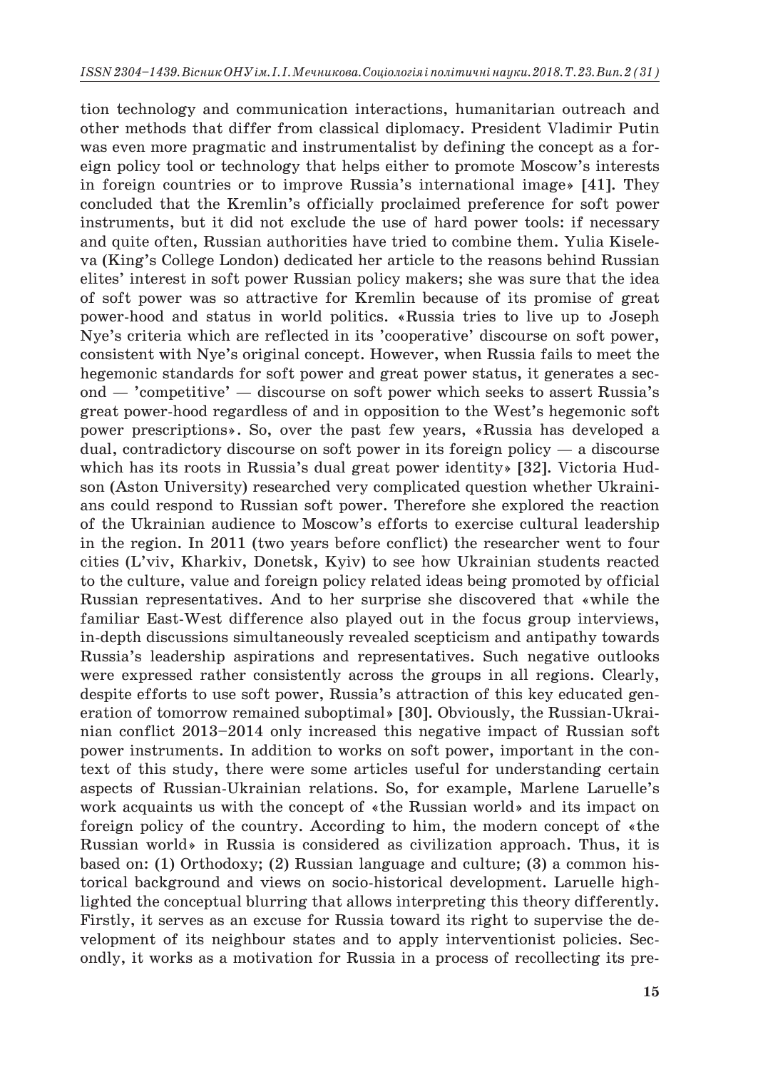tion technology and communication interactions, humanitarian outreach and other methods that differ from classical diplomacy. President Vladimir Putin was even more pragmatic and instrumentalist by defining the concept as a foreign policy tool or technology that helps either to promote Moscow's interests in foreign countries or to improve Russia's international image» [41]. They concluded that the Kremlin's officially proclaimed preference for soft power instruments, but it did not exclude the use of hard power tools: if necessary and quite often, Russian authorities have tried to combine them. Yulia Kiseleva (King's College London) dedicated her article to the reasons behind Russian elites' interest in soft power Russian policy makers; she was sure that the idea of soft power was so attractive for Kremlin because of its promise of great power-hood and status in world politics. «Russia tries to live up to Joseph Nye's criteria which are reflected in its 'cooperative' discourse on soft power, consistent with Nye's original concept. However, when Russia fails to meet the hegemonic standards for soft power and great power status, it generates a second — 'competitive' — discourse on soft power which seeks to assert Russia's great power-hood regardless of and in opposition to the West's hegemonic soft power prescriptions». So, over the past few years, «Russia has developed a dual, contradictory discourse on soft power in its foreign policy — a discourse which has its roots in Russia's dual great power identity» [32]. Victoria Hudson (Aston University) researched very complicated question whether Ukrainians could respond to Russian soft power. Therefore she explored the reaction of the Ukrainian audience to Moscow's efforts to exercise cultural leadership in the region. In 2011 (two years before conflict) the researcher went to four cities (L'viv, Kharkiv, Donetsk, Kyiv) to see how Ukrainian students reacted to the culture, value and foreign policy related ideas being promoted by official Russian representatives. And to her surprise she discovered that «while the familiar East-West difference also played out in the focus group interviews, in-depth discussions simultaneously revealed scepticism and antipathy towards Russia's leadership aspirations and representatives. Such negative outlooks were expressed rather consistently across the groups in all regions. Clearly, despite efforts to use soft power, Russia's attraction of this key educated generation of tomorrow remained suboptimal» [30]. Obviously, the Russian-Ukrainian conflict 2013–2014 only increased this negative impact of Russian soft power instruments. In addition to works on soft power, important in the context of this study, there were some articles useful for understanding certain aspects of Russian-Ukrainian relations. So, for example, Marlene Laruelle's work acquaints us with the concept of «the Russian world» and its impact on foreign policy of the country. According to him, the modern concept of «the Russian world» in Russia is considered as civilization approach. Thus, it is based on: (1) Orthodoxy; (2) Russian language and culture; (3) a common historical background and views on socio-historical development. Laruelle highlighted the conceptual blurring that allows interpreting this theory differently. Firstly, it serves as an excuse for Russia toward its right to supervise the development of its neighbour states and to apply interventionist policies. Secondly, it works as a motivation for Russia in a process of recollecting its pre-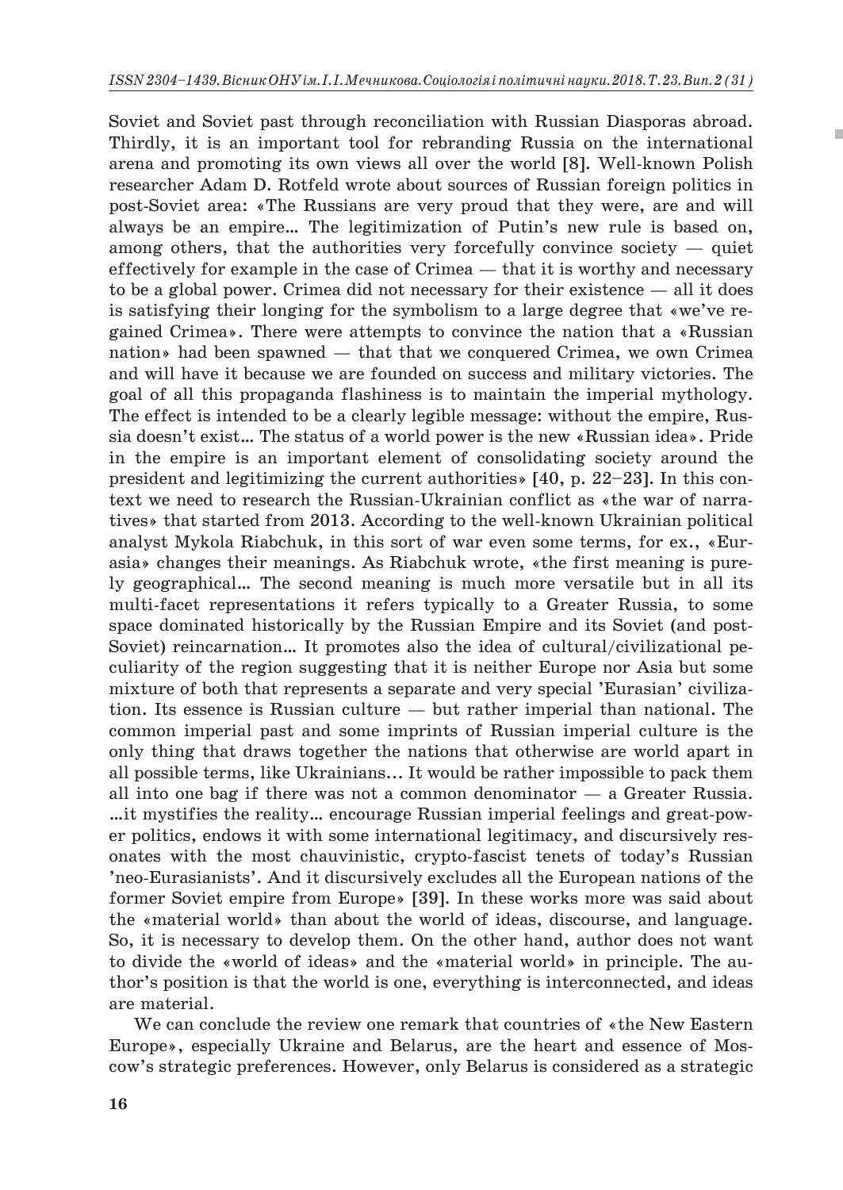Soviet and Soviet past through reconciliation with Russian Diasporas abroad. Thirdly, it is an important tool for rebranding Russia on the international arena and promoting its own views all over the world [8]. Well-known Polish researcher Adam D. Rotfeld wrote about sources of Russian foreign politics in post-Soviet area: «The Russians are very proud that they were, are and will always be an empire… The legitimization of Putin's new rule is based on, among others, that the authorities very forcefully convince society — quiet effectively for example in the case of Crimea — that it is worthy and necessary to be a global power. Crimea did not necessary for their existence — all it does is satisfying their longing for the symbolism to a large degree that «we've regained Crimea». There were attempts to convince the nation that a «Russian nation» had been spawned — that that we conquered Crimea, we own Crimea and will have it because we are founded on success and military victories. The goal of all this propaganda flashiness is to maintain the imperial mythology. The effect is intended to be a clearly legible message: without the empire, Russia doesn't exist… The status of a world power is the new «Russian idea». Pride in the empire is an important element of consolidating society around the president and legitimizing the current authorities» [40, p. 22–23]. In this context we need to research the Russian-Ukrainian conflict as «the war of narratives» that started from 2013. According to the well-known Ukrainian political analyst Mykola Riabchuk, in this sort of war even some terms, for ex., «Eurasia» changes their meanings. As Riabchuk wrote, «the first meaning is purely geographical… The second meaning is much more versatile but in all its multi-facet representations it refers typically to a Greater Russia, to some space dominated historically by the Russian Empire and its Soviet (and post-Soviet) reincarnation… It promotes also the idea of cultural/civilizational peculiarity of the region suggesting that it is neither Europe nor Asia but some mixture of both that represents a separate and very special 'Eurasian' civilization. Its essence is Russian culture — but rather imperial than national. The common imperial past and some imprints of Russian imperial culture is the only thing that draws together the nations that otherwise are world apart in all possible terms, like Ukrainians… It would be rather impossible to pack them all into one bag if there was not a common denominator — a Greater Russia. …it mystifies the reality… encourage Russian imperial feelings and great-power politics, endows it with some international legitimacy, and discursively resonates with the most chauvinistic, crypto-fascist tenets of today's Russian 'neo-Eurasianists'. And it discursively excludes all the European nations of the former Soviet empire from Europe» [39]. In these works more was said about the «material world» than about the world of ideas, discourse, and language. So, it is necessary to develop them. On the other hand, author does not want to divide the «world of ideas» and the «material world» in principle. The author's position is that the world is one, everything is interconnected, and ideas are material.

We can conclude the review one remark that countries of «the New Eastern Europe», especially Ukraine and Belarus, are the heart and essence of Moscow's strategic preferences. However, only Belarus is considered as a strategic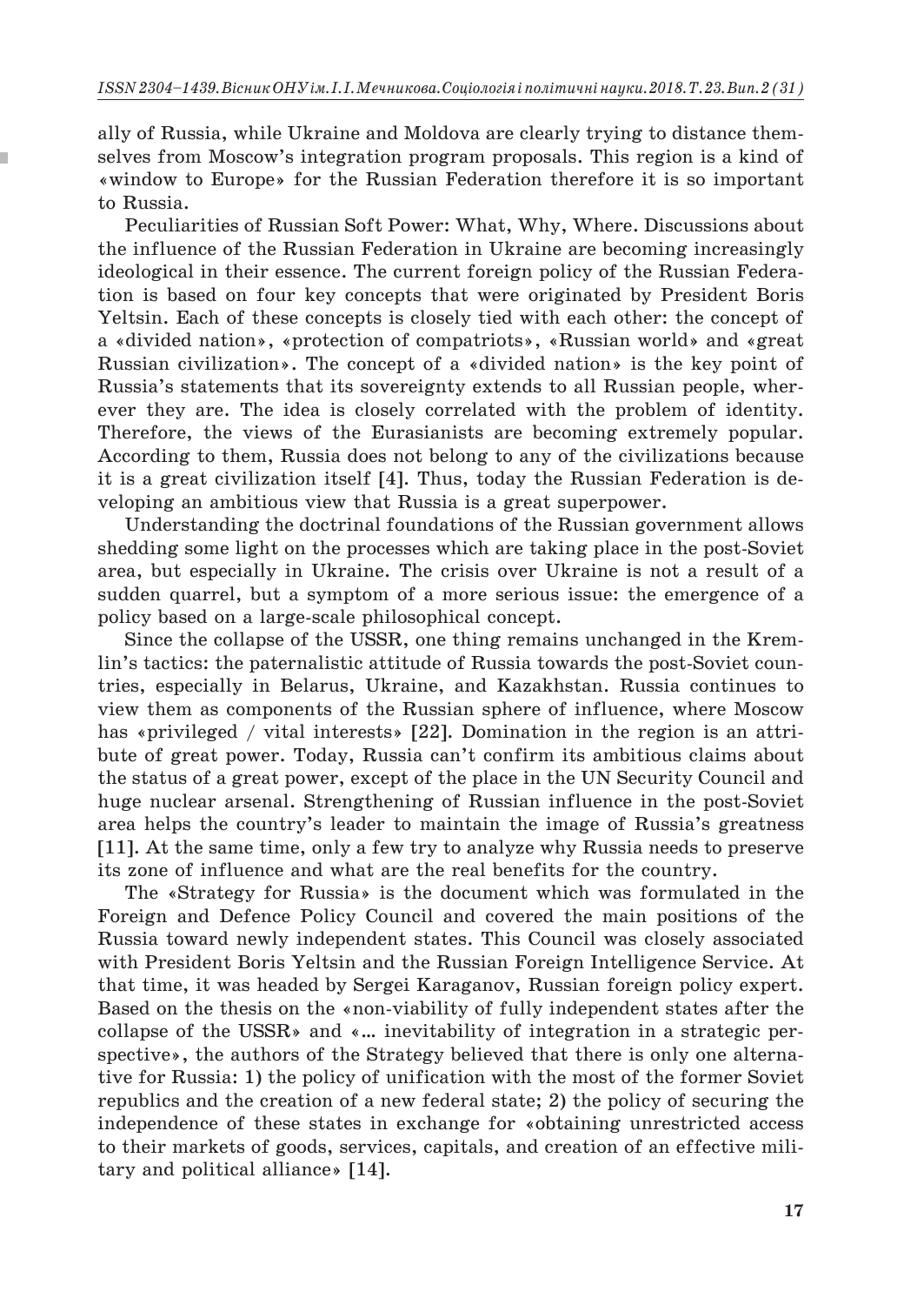ally of Russia, while Ukraine and Moldova are clearly trying to distance themselves from Moscow's integration program proposals. This region is a kind of «window to Europe» for the Russian Federation therefore it is so important to Russia.

Peculiarities of Russian Soft Power: What, Why, Where. Discussions about the influence of the Russian Federation in Ukraine are becoming increasingly ideological in their essence. The current foreign policy of the Russian Federation is based on four key concepts that were originated by President Boris Yeltsin. Each of these concepts is closely tied with each other: the concept of a «divided nation», «protection of compatriots», «Russian world» and «great Russian civilization». The concept of a «divided nation» is the key point of Russia's statements that its sovereignty extends to all Russian people, wherever they are. The idea is closely correlated with the problem of identity. Therefore, the views of the Eurasianists are becoming extremely popular. According to them, Russia does not belong to any of the civilizations because it is a great civilization itself [4]. Thus, today the Russian Federation is developing an ambitious view that Russia is a great superpower.

Understanding the doctrinal foundations of the Russian government allows shedding some light on the processes which are taking place in the post-Soviet area, but especially in Ukraine. The crisis over Ukraine is not a result of a sudden quarrel, but a symptom of a more serious issue: the emergence of a policy based on a large-scale philosophical concept.

Since the collapse of the USSR, one thing remains unchanged in the Kremlin's tactics: the paternalistic attitude of Russia towards the post-Soviet countries, especially in Belarus, Ukraine, and Kazakhstan. Russia continues to view them as components of the Russian sphere of influence, where Moscow has «privileged / vital interests» [22]. Domination in the region is an attribute of great power. Today, Russia can't confirm its ambitious claims about the status of a great power, except of the place in the UN Security Council and huge nuclear arsenal. Strengthening of Russian influence in the post-Soviet area helps the country's leader to maintain the image of Russia's greatness [11]. At the same time, only a few try to analyze why Russia needs to preserve its zone of influence and what are the real benefits for the country.

The «Strategy for Russia» is the document which was formulated in the Foreign and Defence Policy Council and covered the main positions of the Russia toward newly independent states. This Council was closely associated with President Boris Yeltsin and the Russian Foreign Intelligence Service. At that time, it was headed by Sergei Karaganov, Russian foreign policy expert. Based on the thesis on the «non-viability of fully independent states after the collapse of the USSR» and «… inevitability of integration in a strategic perspective», the authors of the Strategy believed that there is only one alternative for Russia: 1) the policy of unification with the most of the former Soviet republics and the creation of a new federal state; 2) the policy of securing the independence of these states in exchange for «obtaining unrestricted access to their markets of goods, services, capitals, and creation of an effective military and political alliance» [14].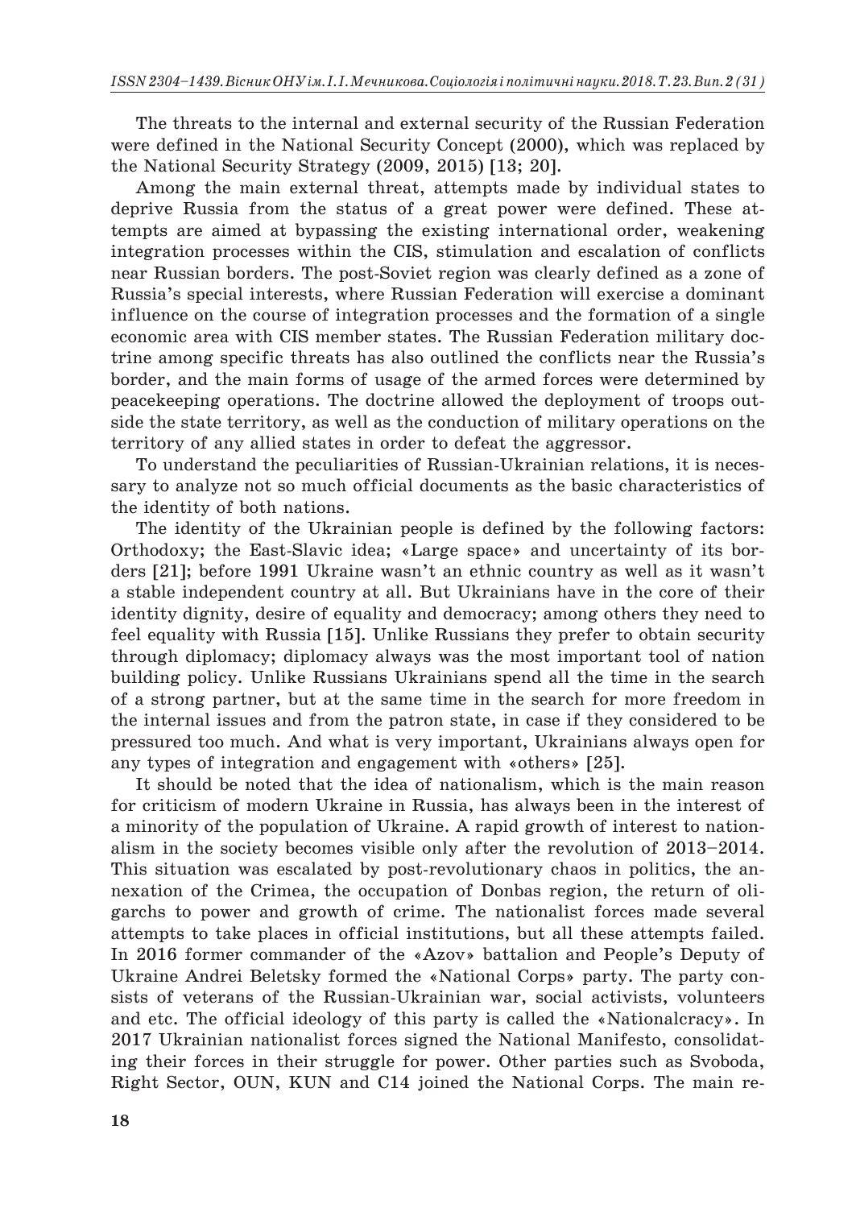The threats to the internal and external security of the Russian Federation were defined in the National Security Concept (2000), which was replaced by the National Security Strategy (2009, 2015) [13; 20].

Among the main external threat, attempts made by individual states to deprive Russia from the status of a great power were defined. These attempts are aimed at bypassing the existing international order, weakening integration processes within the CIS, stimulation and escalation of conflicts near Russian borders. The post-Soviet region was clearly defined as a zone of Russia's special interests, where Russian Federation will exercise a dominant influence on the course of integration processes and the formation of a single economic area with CIS member states. The Russian Federation military doctrine among specific threats has also outlined the conflicts near the Russia's border, and the main forms of usage of the armed forces were determined by peacekeeping operations. The doctrine allowed the deployment of troops outside the state territory, as well as the conduction of military operations on the territory of any allied states in order to defeat the aggressor.

To understand the peculiarities of Russian-Ukrainian relations, it is necessary to analyze not so much official documents as the basic characteristics of the identity of both nations.

The identity of the Ukrainian people is defined by the following factors: Orthodoxy; the East-Slavic idea; «Large space» and uncertainty of its borders [21]; before 1991 Ukraine wasn't an ethnic country as well as it wasn't a stable independent country at all. But Ukrainians have in the core of their identity dignity, desire of equality and democracy; among others they need to feel equality with Russia [15]. Unlike Russians they prefer to obtain security through diplomacy; diplomacy always was the most important tool of nation building policy. Unlike Russians Ukrainians spend all the time in the search of a strong partner, but at the same time in the search for more freedom in the internal issues and from the patron state, in case if they considered to be pressured too much. And what is very important, Ukrainians always open for any types of integration and engagement with «others» [25].

It should be noted that the idea of nationalism, which is the main reason for criticism of modern Ukraine in Russia, has always been in the interest of a minority of the population of Ukraine. A rapid growth of interest to nationalism in the society becomes visible only after the revolution of 2013–2014. This situation was escalated by post-revolutionary chaos in politics, the annexation of the Crimea, the occupation of Donbas region, the return of oligarchs to power and growth of crime. The nationalist forces made several attempts to take places in official institutions, but all these attempts failed. In 2016 former commander of the «Azov» battalion and People's Deputy of Ukraine Andrei Beletsky formed the «National Corps» party. The party consists of veterans of the Russian-Ukrainian war, social activists, volunteers and etc. The official ideology of this party is called the «Nationalcracy». In 2017 Ukrainian nationalist forces signed the National Manifesto, consolidating their forces in their struggle for power. Other parties such as Svoboda, Right Sector, OUN, KUN and C14 joined the National Corps. The main re-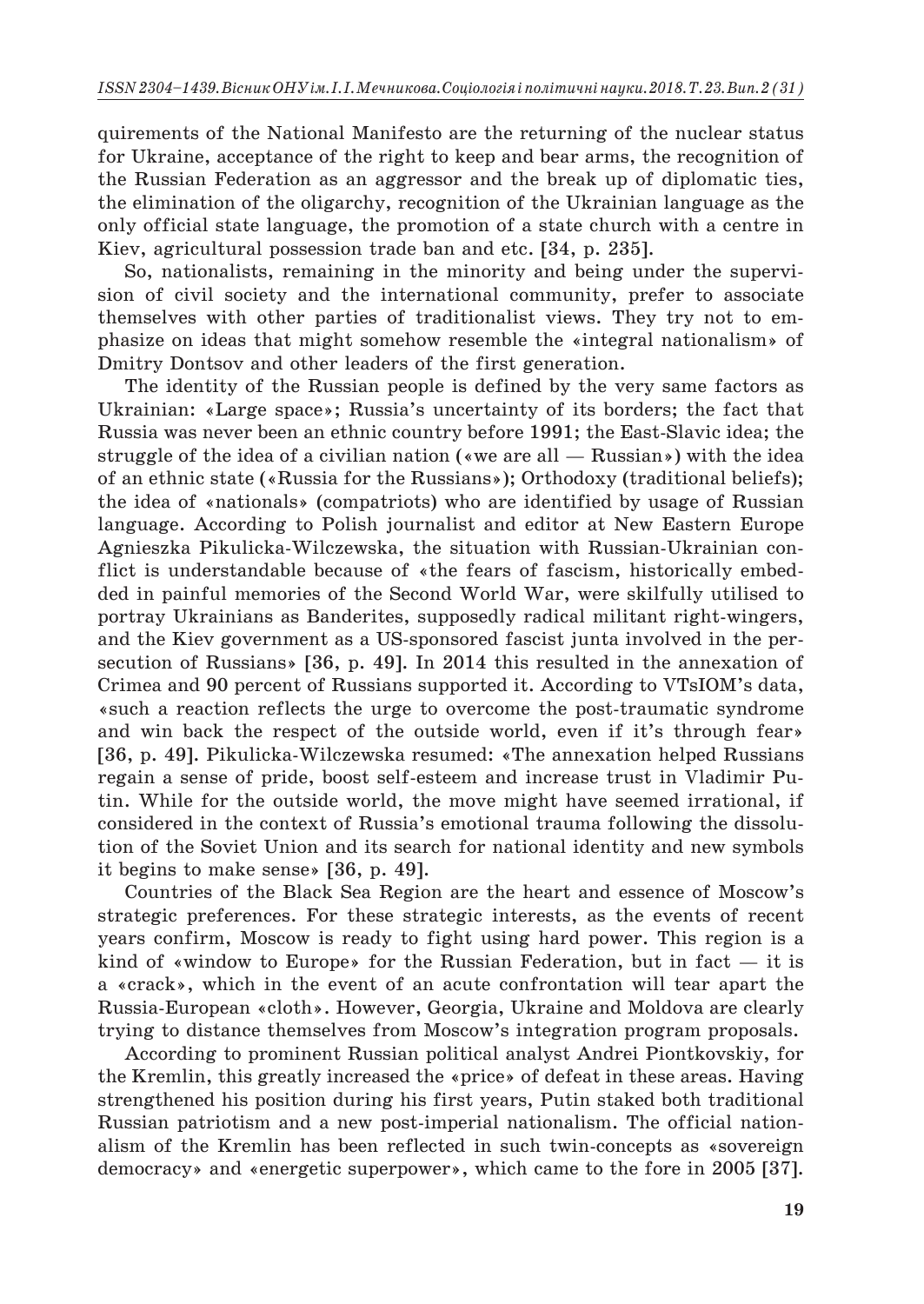quirements of the National Manifesto are the returning of the nuclear status for Ukraine, acceptance of the right to keep and bear arms, the recognition of the Russian Federation as an aggressor and the break up of diplomatic ties, the elimination of the oligarchy, recognition of the Ukrainian language as the only official state language, the promotion of a state church with a centre in Kiev, agricultural possession trade ban and etc. [34, p. 235].

So, nationalists, remaining in the minority and being under the supervision of civil society and the international community, prefer to associate themselves with other parties of traditionalist views. They try not to emphasize on ideas that might somehow resemble the «integral nationalism» of Dmitry Dontsov and other leaders of the first generation.

The identity of the Russian people is defined by the very same factors as Ukrainian: «Large space»; Russia's uncertainty of its borders; the fact that Russia was never been an ethnic country before 1991; the East-Slavic idea; the struggle of the idea of a civilian nation («we are all — Russian») with the idea of an ethnic state («Russia for the Russians»); Orthodoxy (traditional beliefs); the idea of «nationals» (compatriots) who are identified by usage of Russian language. According to Polish journalist and editor at New Eastern Europe Agnieszka Pikulicka-Wilczewska, the situation with Russian-Ukrainian conflict is understandable because of «the fears of fascism, historically embedded in painful memories of the Second World War, were skilfully utilised to portray Ukrainians as Banderites, supposedly radical militant right-wingers, and the Kiev government as a US-sponsored fascist junta involved in the persecution of Russians» [36, p. 49]. In 2014 this resulted in the annexation of Crimea and 90 percent of Russians supported it. According to VTsIOM's data, «such a reaction reflects the urge to overcome the post-traumatic syndrome and win back the respect of the outside world, even if it's through fear» [36, p. 49]. Pikulicka-Wilczewska resumed: «The annexation helped Russians regain a sense of pride, boost self-esteem and increase trust in Vladimir Putin. While for the outside world, the move might have seemed irrational, if considered in the context of Russia's emotional trauma following the dissolution of the Soviet Union and its search for national identity and new symbols it begins to make sense» [36, p. 49].

Countries of the Black Sea Region are the heart and essence of Moscow's strategic preferences. For these strategic interests, as the events of recent years confirm, Moscow is ready to fight using hard power. This region is a kind of «window to Europe» for the Russian Federation, but in fact — it is a «crack», which in the event of an acute confrontation will tear apart the Russia-European «cloth». However, Georgia, Ukraine and Moldova are clearly trying to distance themselves from Moscow's integration program proposals.

According to prominent Russian political analyst Andrei Piontkovskiy, for the Kremlin, this greatly increased the «price» of defeat in these areas. Having strengthened his position during his first years, Putin staked both traditional Russian patriotism and a new post-imperial nationalism. The official nationalism of the Kremlin has been reflected in such twin-concepts as «sovereign democracy» and «energetic superpower», which came to the fore in 2005 [37].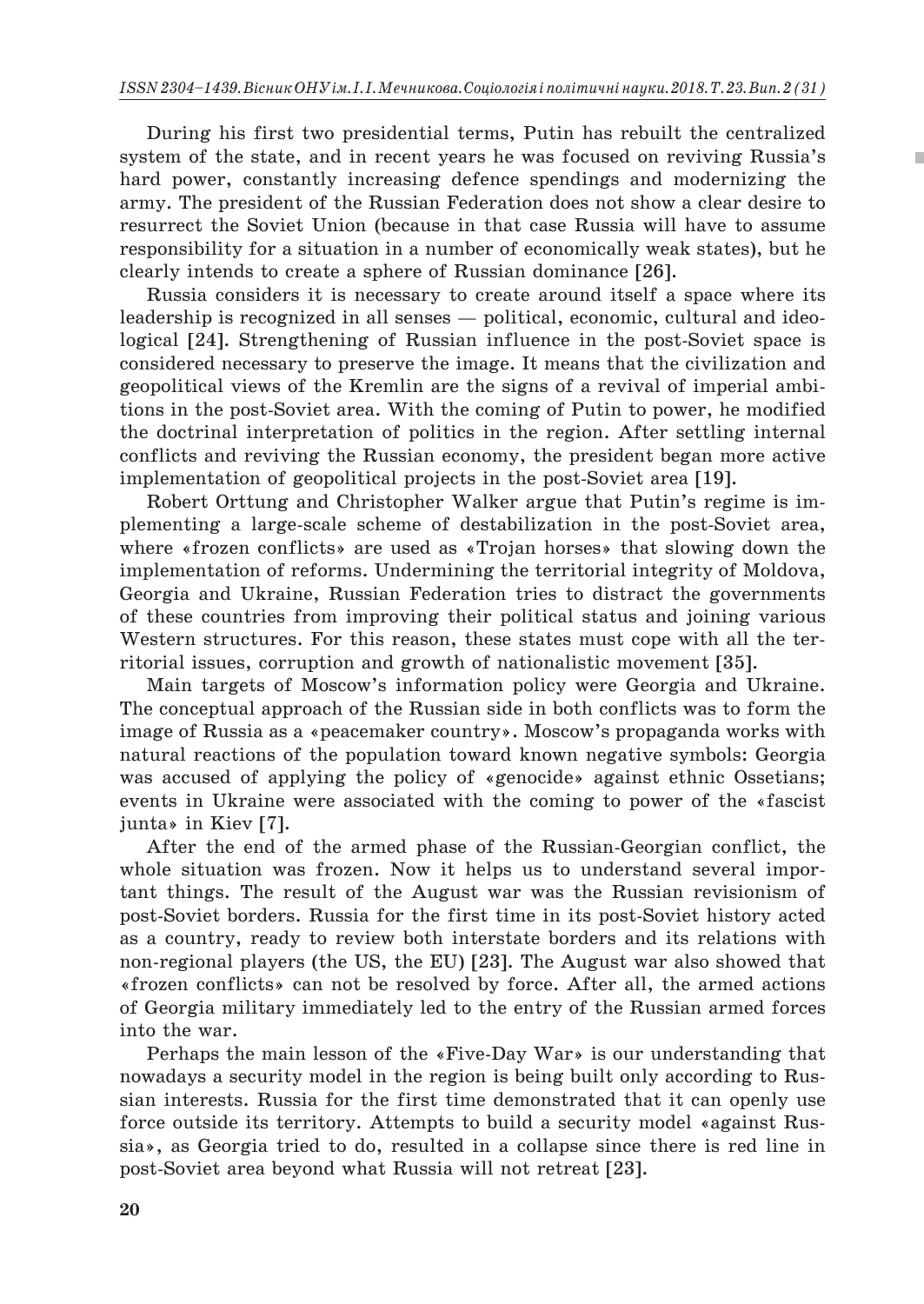During his first two presidential terms, Putin has rebuilt the centralized system of the state, and in recent years he was focused on reviving Russia's hard power, constantly increasing defence spendings and modernizing the army. The president of the Russian Federation does not show a clear desire to resurrect the Soviet Union (because in that case Russia will have to assume responsibility for a situation in a number of economically weak states), but he clearly intends to create a sphere of Russian dominance [26].

Russia considers it is necessary to create around itself a space where its leadership is recognized in all senses — political, economic, cultural and ideological [24]. Strengthening of Russian influence in the post-Soviet space is considered necessary to preserve the image. It means that the civilization and geopolitical views of the Kremlin are the signs of a revival of imperial ambitions in the post-Soviet area. With the coming of Putin to power, he modified the doctrinal interpretation of politics in the region. After settling internal conflicts and reviving the Russian economy, the president began more active implementation of geopolitical projects in the post-Soviet area [19].

Robert Orttung and Christopher Walker argue that Putin's regime is implementing a large-scale scheme of destabilization in the post-Soviet area, where «frozen conflicts» are used as «Trojan horses» that slowing down the implementation of reforms. Undermining the territorial integrity of Moldova, Georgia and Ukraine, Russian Federation tries to distract the governments of these countries from improving their political status and joining various Western structures. For this reason, these states must cope with all the territorial issues, corruption and growth of nationalistic movement [35].

Main targets of Moscow's information policy were Georgia and Ukraine. The conceptual approach of the Russian side in both conflicts was to form the image of Russia as a «peacemaker country». Moscow's propaganda works with natural reactions of the population toward known negative symbols: Georgia was accused of applying the policy of «genocide» against ethnic Ossetians; events in Ukraine were associated with the coming to power of the «fascist junta» in Kiev [7].

After the end of the armed phase of the Russian-Georgian conflict, the whole situation was frozen. Now it helps us to understand several important things. The result of the August war was the Russian revisionism of post-Soviet borders. Russia for the first time in its post-Soviet history acted as a country, ready to review both interstate borders and its relations with non-regional players (the US, the EU) [23]. The August war also showed that «frozen conflicts» can not be resolved by force. After all, the armed actions of Georgia military immediately led to the entry of the Russian armed forces into the war.

Perhaps the main lesson of the «Five-Day War» is our understanding that nowadays a security model in the region is being built only according to Russian interests. Russia for the first time demonstrated that it can openly use force outside its territory. Attempts to build a security model «against Russia», as Georgia tried to do, resulted in a collapse since there is red line in post-Soviet area beyond what Russia will not retreat [23].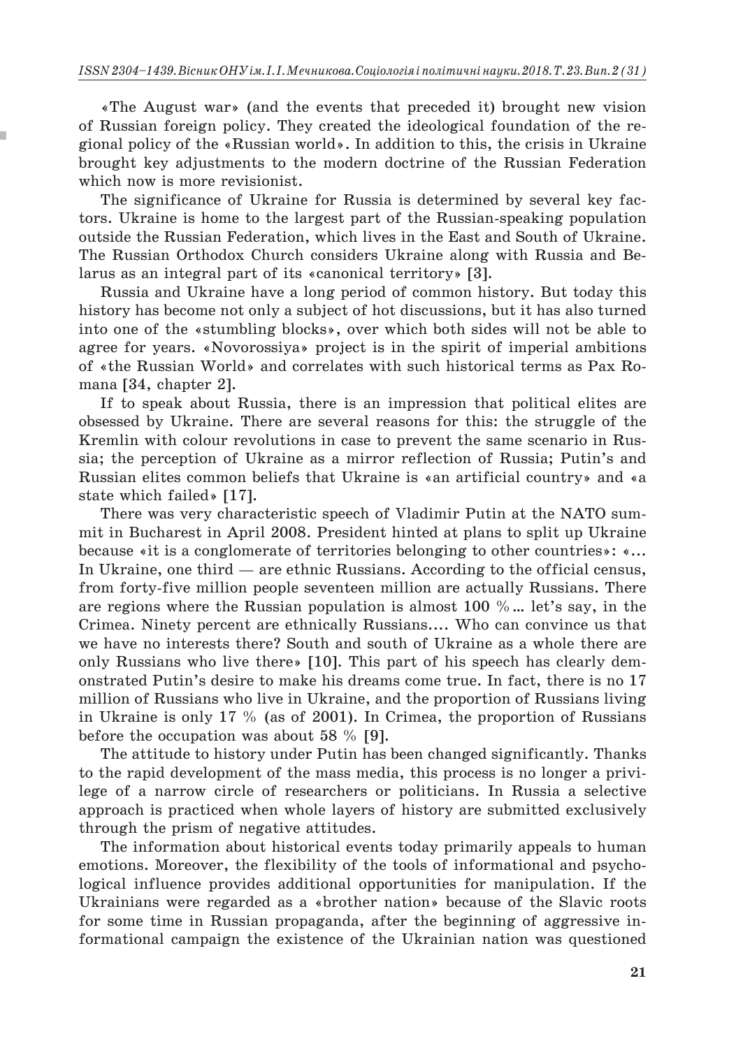«The August war» (and the events that preceded it) brought new vision of Russian foreign policy. They created the ideological foundation of the regional policy of the «Russian world». In addition to this, the crisis in Ukraine brought key adjustments to the modern doctrine of the Russian Federation which now is more revisionist.

The significance of Ukraine for Russia is determined by several key factors. Ukraine is home to the largest part of the Russian-speaking population outside the Russian Federation, which lives in the East and South of Ukraine. The Russian Orthodox Church considers Ukraine along with Russia and Belarus as an integral part of its «canonical territory» [3].

Russia and Ukraine have a long period of common history. But today this history has become not only a subject of hot discussions, but it has also turned into one of the «stumbling blocks», over which both sides will not be able to agree for years. «Novorossiya» project is in the spirit of imperial ambitions of «the Russian World» and correlates with such historical terms as Pax Romana [34, chapter 2].

If to speak about Russia, there is an impression that political elites are obsessed by Ukraine. There are several reasons for this: the struggle of the Kremlin with colour revolutions in case to prevent the same scenario in Russia; the perception of Ukraine as a mirror reflection of Russia; Putin's and Russian elites common beliefs that Ukraine is «an artificial country» and «a state which failed» [17].

There was very characteristic speech of Vladimir Putin at the NATO summit in Bucharest in April 2008. President hinted at plans to split up Ukraine because «it is a conglomerate of territories belonging to other countries»: «… In Ukraine, one third — are ethnic Russians. According to the official census, from forty-five million people seventeen million are actually Russians. There are regions where the Russian population is almost 100 %… let's say, in the Crimea. Ninety percent are ethnically Russians…. Who can convince us that we have no interests there? South and south of Ukraine as a whole there are only Russians who live there» [10]. This part of his speech has clearly demonstrated Putin's desire to make his dreams come true. In fact, there is no 17 million of Russians who live in Ukraine, and the proportion of Russians living in Ukraine is only 17 % (as of 2001). In Crimea, the proportion of Russians before the occupation was about 58 % [9].

The attitude to history under Putin has been changed significantly. Thanks to the rapid development of the mass media, this process is no longer a privilege of a narrow circle of researchers or politicians. In Russia a selective approach is practiced when whole layers of history are submitted exclusively through the prism of negative attitudes.

The information about historical events today primarily appeals to human emotions. Moreover, the flexibility of the tools of informational and psychological influence provides additional opportunities for manipulation. If the Ukrainians were regarded as a «brother nation» because of the Slavic roots for some time in Russian propaganda, after the beginning of aggressive informational campaign the existence of the Ukrainian nation was questioned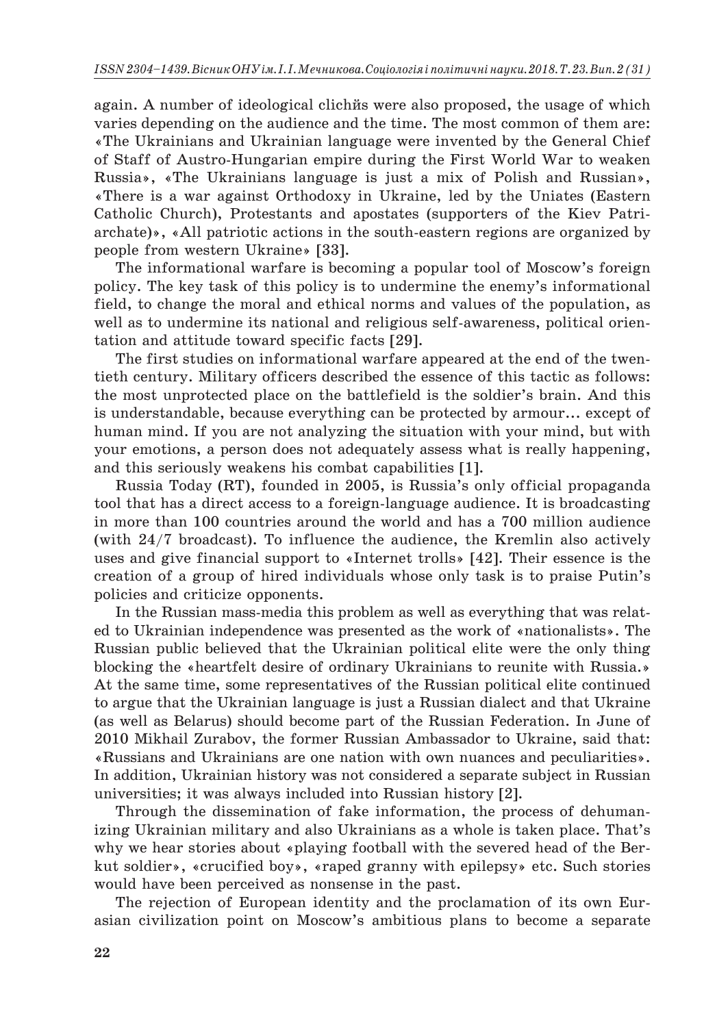again. A number of ideological clichйs were also proposed, the usage of which varies depending on the audience and the time. The most common of them are: «The Ukrainians and Ukrainian language were invented by the General Chief of Staff of Austro-Hungarian empire during the First World War to weaken Russia», «The Ukrainians language is just a mix of Polish and Russian», «There is a war against Orthodoxy in Ukraine, led by the Uniates (Eastern Catholic Church), Protestants and apostates (supporters of the Kiev Patriarchate)», «All patriotic actions in the south-eastern regions are organized by people from western Ukraine» [33].

The informational warfare is becoming a popular tool of Moscow's foreign policy. The key task of this policy is to undermine the enemy's informational field, to change the moral and ethical norms and values of the population, as well as to undermine its national and religious self-awareness, political orientation and attitude toward specific facts [29].

The first studies on informational warfare appeared at the end of the twentieth century. Military officers described the essence of this tactic as follows: the most unprotected place on the battlefield is the soldier's brain. And this is understandable, because everything can be protected by armour… except of human mind. If you are not analyzing the situation with your mind, but with your emotions, a person does not adequately assess what is really happening, and this seriously weakens his combat capabilities [1].

Russia Today (RT), founded in 2005, is Russia's only official propaganda tool that has a direct access to a foreign-language audience. It is broadcasting in more than 100 countries around the world and has a 700 million audience (with 24/7 broadcast). To influence the audience, the Kremlin also actively uses and give financial support to «Internet trolls» [42]. Their essence is the creation of a group of hired individuals whose only task is to praise Putin's policies and criticize opponents.

In the Russian mass-media this problem as well as everything that was related to Ukrainian independence was presented as the work of «nationalists». The Russian public believed that the Ukrainian political elite were the only thing blocking the «heartfelt desire of ordinary Ukrainians to reunite with Russia.» At the same time, some representatives of the Russian political elite continued to argue that the Ukrainian language is just a Russian dialect and that Ukraine (as well as Belarus) should become part of the Russian Federation. In June of 2010 Mikhail Zurabov, the former Russian Ambassador to Ukraine, said that: «Russians and Ukrainians are one nation with own nuances and peculiarities». In addition, Ukrainian history was not considered a separate subject in Russian universities; it was always included into Russian history [2].

Through the dissemination of fake information, the process of dehumanizing Ukrainian military and also Ukrainians as a whole is taken place. That's why we hear stories about «playing football with the severed head of the Berkut soldier», «crucified boy», «raped granny with epilepsy» etc. Such stories would have been perceived as nonsense in the past.

The rejection of European identity and the proclamation of its own Eurasian civilization point on Moscow's ambitious plans to become a separate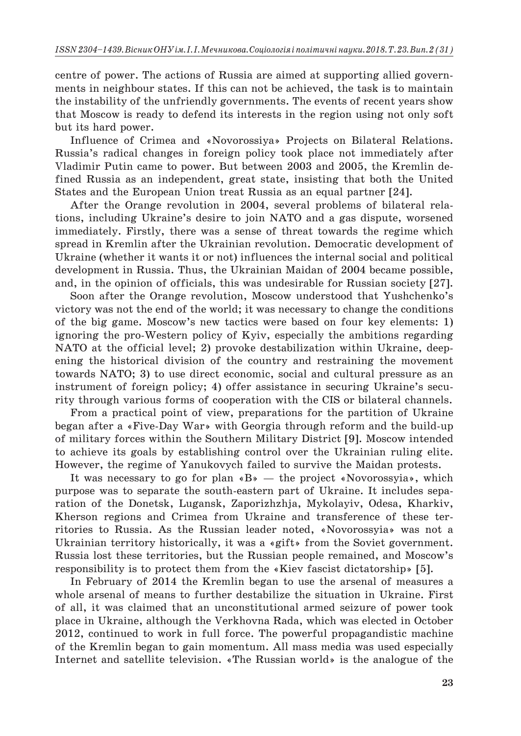centre of power. The actions of Russia are aimed at supporting allied governments in neighbour states. If this can not be achieved, the task is to maintain the instability of the unfriendly governments. The events of recent years show that Moscow is ready to defend its interests in the region using not only soft but its hard power.

Influence of Crimea and «Novorossiya» Projects on Bilateral Relations. Russia's radical changes in foreign policy took place not immediately after Vladimir Putin came to power. But between 2003 and 2005, the Kremlin defined Russia as an independent, great state, insisting that both the United States and the European Union treat Russia as an equal partner [24].

After the Orange revolution in 2004, several problems of bilateral relations, including Ukraine's desire to join NATO and a gas dispute, worsened immediately. Firstly, there was a sense of threat towards the regime which spread in Kremlin after the Ukrainian revolution. Democratic development of Ukraine (whether it wants it or not) influences the internal social and political development in Russia. Thus, the Ukrainian Maidan of 2004 became possible, and, in the opinion of officials, this was undesirable for Russian society [27].

Soon after the Orange revolution, Moscow understood that Yushchenko's victory was not the end of the world; it was necessary to change the conditions of the big game. Moscow's new tactics were based on four key elements: 1) ignoring the pro-Western policy of Kyiv, especially the ambitions regarding NATO at the official level; 2) provoke destabilization within Ukraine, deepening the historical division of the country and restraining the movement towards NATO; 3) to use direct economic, social and cultural pressure as an instrument of foreign policy; 4) offer assistance in securing Ukraine's security through various forms of cooperation with the CIS or bilateral channels.

From a practical point of view, preparations for the partition of Ukraine began after a «Five-Day War» with Georgia through reform and the build-up of military forces within the Southern Military District [9]. Moscow intended to achieve its goals by establishing control over the Ukrainian ruling elite. However, the regime of Yanukovych failed to survive the Maidan protests.

It was necessary to go for plan «B» — the project «Novorossyia», which purpose was to separate the south-eastern part of Ukraine. It includes separation of the Donetsk, Lugansk, Zaporizhzhja, Mykolayiv, Odesa, Kharkiv, Kherson regions and Crimea from Ukraine and transference of these territories to Russia. As the Russian leader noted, «Novorossyia» was not a Ukrainian territory historically, it was a «gift» from the Soviet government. Russia lost these territories, but the Russian people remained, and Moscow's responsibility is to protect them from the «Kiev fascist dictatorship» [5].

In February of 2014 the Kremlin began to use the arsenal of measures a whole arsenal of means to further destabilize the situation in Ukraine. First of all, it was claimed that an unconstitutional armed seizure of power took place in Ukraine, although the Verkhovna Rada, which was elected in October 2012, continued to work in full force. The powerful propagandistic machine of the Kremlin began to gain momentum. All mass media was used especially Internet and satellite television. «The Russian world» is the analogue of the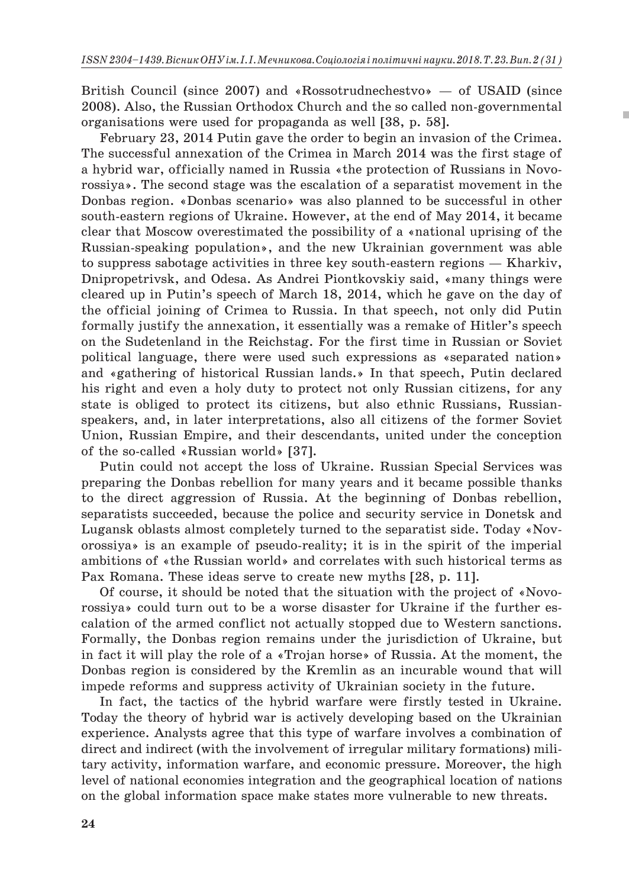British Council (since 2007) and «Rossotrudnechestvo» — of USAID (since 2008). Also, the Russian Orthodox Church and the so called non-governmental organisations were used for propaganda as well [38, p. 58].

February 23, 2014 Putin gave the order to begin an invasion of the Crimea. The successful annexation of the Crimea in March 2014 was the first stage of a hybrid war, officially named in Russia «the protection of Russians in Novorossiya». The second stage was the escalation of a separatist movement in the Donbas region. «Donbas scenario» was also planned to be successful in other south-eastern regions of Ukraine. However, at the end of May 2014, it became clear that Moscow overestimated the possibility of a «national uprising of the Russian-speaking population», and the new Ukrainian government was able to suppress sabotage activities in three key south-eastern regions — Kharkiv, Dnipropetrivsk, and Odesa. As Andrei Piontkovskiy said, «many things were cleared up in Putin's speech of March 18, 2014, which he gave on the day of the official joining of Crimea to Russia. In that speech, not only did Putin formally justify the annexation, it essentially was a remake of Hitler's speech on the Sudetenland in the Reichstag. For the first time in Russian or Soviet political language, there were used such expressions as «separated nation» and «gathering of historical Russian lands.» In that speech, Putin declared his right and even a holy duty to protect not only Russian citizens, for any state is obliged to protect its citizens, but also ethnic Russians, Russian-speakers, and, in later interpretations, also all citizens of the former Soviet Union, Russian Empire, and their descendants, united under the conception of the so-called «Russian world» [37].

Putin could not accept the loss of Ukraine. Russian Special Services was preparing the Donbas rebellion for many years and it became possible thanks to the direct aggression of Russia. At the beginning of Donbas rebellion, separatists succeeded, because the police and security service in Donetsk and Lugansk oblasts almost completely turned to the separatist side. Today «Novorossiya» is an example of pseudo-reality; it is in the spirit of the imperial ambitions of «the Russian world» and correlates with such historical terms as Pax Romana. These ideas serve to create new myths [28, p. 11].

Of course, it should be noted that the situation with the project of «Novorossiya» could turn out to be a worse disaster for Ukraine if the further escalation of the armed conflict not actually stopped due to Western sanctions. Formally, the Donbas region remains under the jurisdiction of Ukraine, but in fact it will play the role of a «Trojan horse» of Russia. At the moment, the Donbas region is considered by the Kremlin as an incurable wound that will impede reforms and suppress activity of Ukrainian society in the future.

In fact, the tactics of the hybrid warfare were firstly tested in Ukraine. Today the theory of hybrid war is actively developing based on the Ukrainian experience. Analysts agree that this type of warfare involves a combination of direct and indirect (with the involvement of irregular military formations) military activity, information warfare, and economic pressure. Moreover, the high level of national economies integration and the geographical location of nations on the global information space make states more vulnerable to new threats.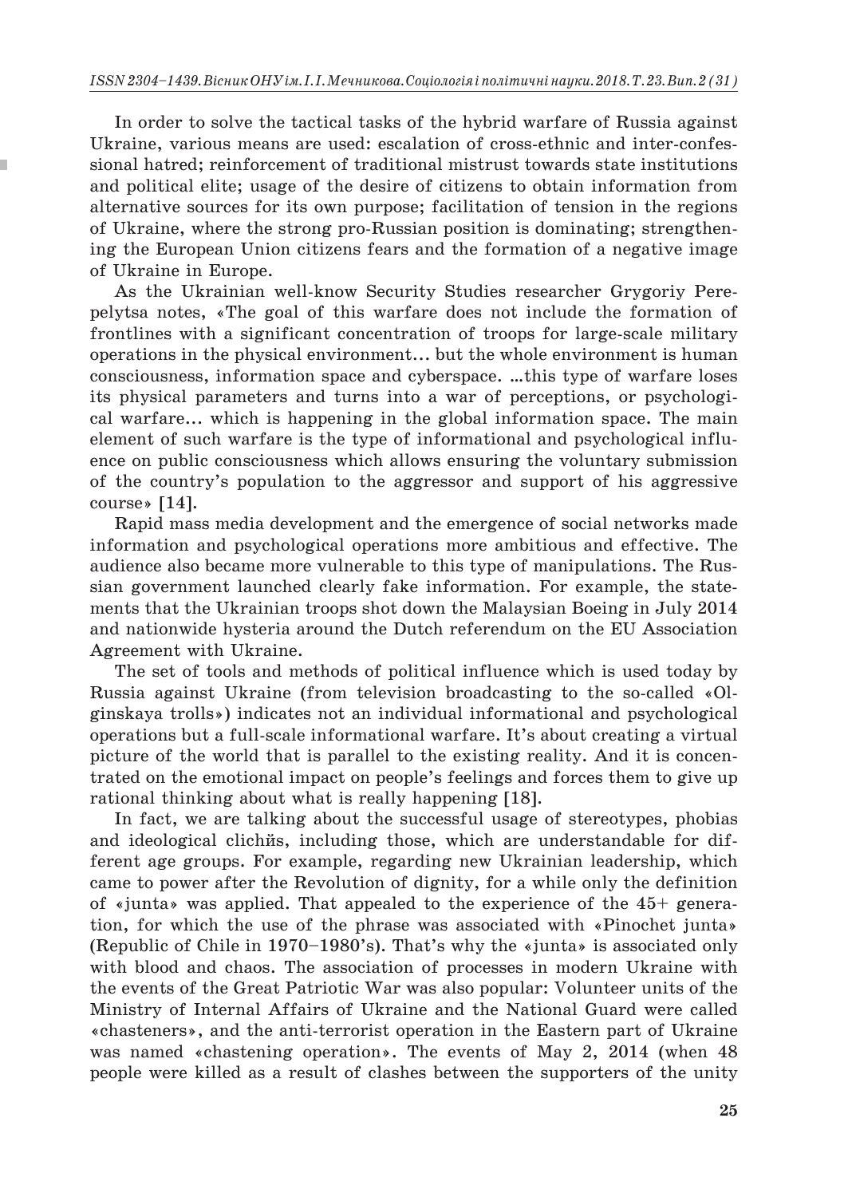In order to solve the tactical tasks of the hybrid warfare of Russia against Ukraine, various means are used: escalation of cross-ethnic and inter-confessional hatred; reinforcement of traditional mistrust towards state institutions and political elite; usage of the desire of citizens to obtain information from alternative sources for its own purpose; facilitation of tension in the regions of Ukraine, where the strong pro-Russian position is dominating; strengthening the European Union citizens fears and the formation of a negative image of Ukraine in Europe.

As the Ukrainian well-know Security Studies researcher Grygoriy Perepelytsa notes, «The goal of this warfare does not include the formation of frontlines with a significant concentration of troops for large-scale military operations in the physical environment… but the whole environment is human consciousness, information space and cyberspace. …this type of warfare loses its physical parameters and turns into a war of perceptions, or psychological warfare… which is happening in the global information space. The main element of such warfare is the type of informational and psychological influence on public consciousness which allows ensuring the voluntary submission of the country's population to the aggressor and support of his aggressive course» [14].

Rapid mass media development and the emergence of social networks made information and psychological operations more ambitious and effective. The audience also became more vulnerable to this type of manipulations. The Russian government launched clearly fake information. For example, the statements that the Ukrainian troops shot down the Malaysian Boeing in July 2014 and nationwide hysteria around the Dutch referendum on the EU Association Agreement with Ukraine.

The set of tools and methods of political influence which is used today by Russia against Ukraine (from television broadcasting to the so-called «Olginskaya trolls») indicates not an individual informational and psychological operations but a full-scale informational warfare. It's about creating a virtual picture of the world that is parallel to the existing reality. And it is concentrated on the emotional impact on people's feelings and forces them to give up rational thinking about what is really happening [18].

In fact, we are talking about the successful usage of stereotypes, phobias and ideological clichйs, including those, which are understandable for different age groups. For example, regarding new Ukrainian leadership, which came to power after the Revolution of dignity, for a while only the definition of «junta» was applied. That appealed to the experience of the 45+ generation, for which the use of the phrase was associated with «Pinochet junta» (Republic of Chile in 1970–1980's). That's why the «junta» is associated only with blood and chaos. The association of processes in modern Ukraine with the events of the Great Patriotic War was also popular: Volunteer units of the Ministry of Internal Affairs of Ukraine and the National Guard were called «chasteners», and the anti-terrorist operation in the Eastern part of Ukraine was named «chastening operation». The events of May 2, 2014 (when 48 people were killed as a result of clashes between the supporters of the unity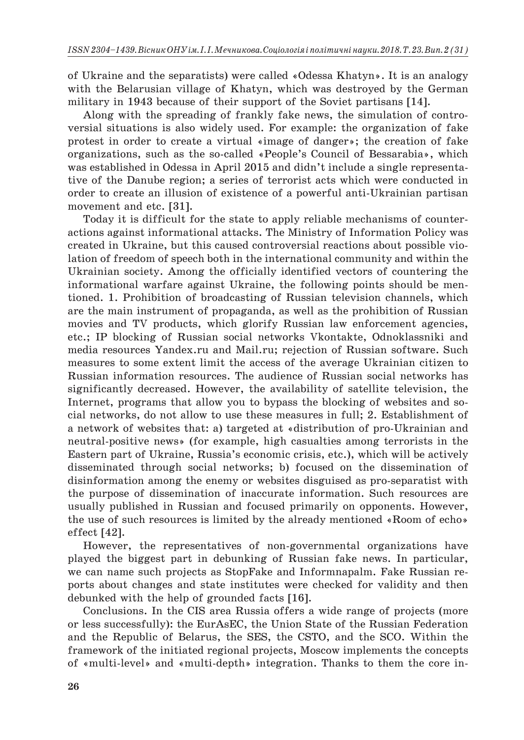of Ukraine and the separatists) were called «Odessa Khatyn». It is an analogy with the Belarusian village of Khatyn, which was destroyed by the German military in 1943 because of their support of the Soviet partisans [14].

Along with the spreading of frankly fake news, the simulation of controversial situations is also widely used. For example: the organization of fake protest in order to create a virtual «image of danger»; the creation of fake organizations, such as the so-called «People's Council of Bessarabia», which was established in Odessa in April 2015 and didn't include a single representative of the Danube region; a series of terrorist acts which were conducted in order to create an illusion of existence of a powerful anti-Ukrainian partisan movement and etc. [31].

Today it is difficult for the state to apply reliable mechanisms of counteractions against informational attacks. The Ministry of Information Policy was created in Ukraine, but this caused controversial reactions about possible violation of freedom of speech both in the international community and within the Ukrainian society. Among the officially identified vectors of countering the informational warfare against Ukraine, the following points should be mentioned. 1. Prohibition of broadcasting of Russian television channels, which are the main instrument of propaganda, as well as the prohibition of Russian movies and TV products, which glorify Russian law enforcement agencies, etc.; IP blocking of Russian social networks Vkontakte, Odnoklassniki and media resources Yandex.ru and Mail.ru; rejection of Russian software. Such measures to some extent limit the access of the average Ukrainian citizen to Russian information resources. The audience of Russian social networks has significantly decreased. However, the availability of satellite television, the Internet, programs that allow you to bypass the blocking of websites and social networks, do not allow to use these measures in full; 2. Establishment of a network of websites that: a) targeted at «distribution of pro-Ukrainian and neutral-positive news» (for example, high casualties among terrorists in the Eastern part of Ukraine, Russia's economic crisis, etc.), which will be actively disseminated through social networks; b) focused on the dissemination of disinformation among the enemy or websites disguised as pro-separatist with the purpose of dissemination of inaccurate information. Such resources are usually published in Russian and focused primarily on opponents. However, the use of such resources is limited by the already mentioned «Room of echo» effect [42].

However, the representatives of non-governmental organizations have played the biggest part in debunking of Russian fake news. In particular, we can name such projects as StopFake and Informnapalm. Fake Russian reports about changes and state institutes were checked for validity and then debunked with the help of grounded facts [16].

Conclusions. In the CIS area Russia offers a wide range of projects (more or less successfully): the EurAsEC, the Union State of the Russian Federation and the Republic of Belarus, the SES, the CSTO, and the SCO. Within the framework of the initiated regional projects, Moscow implements the concepts of «multi-level» and «multi-depth» integration. Thanks to them the core in-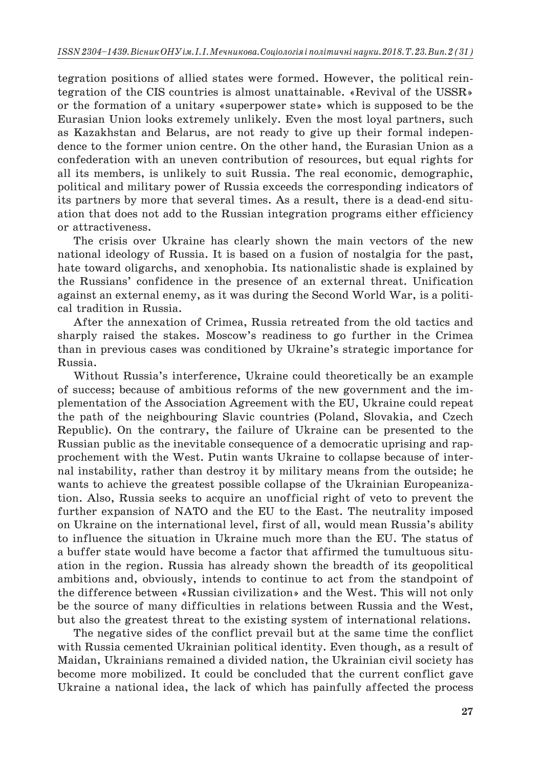tegration positions of allied states were formed. However, the political reintegration of the CIS countries is almost unattainable. «Revival of the USSR» or the formation of a unitary «superpower state» which is supposed to be the Eurasian Union looks extremely unlikely. Even the most loyal partners, such as Kazakhstan and Belarus, are not ready to give up their formal independence to the former union centre. On the other hand, the Eurasian Union as a confederation with an uneven contribution of resources, but equal rights for all its members, is unlikely to suit Russia. The real economic, demographic, political and military power of Russia exceeds the corresponding indicators of its partners by more that several times. As a result, there is a dead-end situation that does not add to the Russian integration programs either efficiency or attractiveness.

The crisis over Ukraine has clearly shown the main vectors of the new national ideology of Russia. It is based on a fusion of nostalgia for the past, hate toward oligarchs, and xenophobia. Its nationalistic shade is explained by the Russians' confidence in the presence of an external threat. Unification against an external enemy, as it was during the Second World War, is a political tradition in Russia.

After the annexation of Crimea, Russia retreated from the old tactics and sharply raised the stakes. Moscow's readiness to go further in the Crimea than in previous cases was conditioned by Ukraine's strategic importance for Russia.

Without Russia's interference, Ukraine could theoretically be an example of success; because of ambitious reforms of the new government and the implementation of the Association Agreement with the EU, Ukraine could repeat the path of the neighbouring Slavic countries (Poland, Slovakia, and Czech Republic). On the contrary, the failure of Ukraine can be presented to the Russian public as the inevitable consequence of a democratic uprising and rapprochement with the West. Putin wants Ukraine to collapse because of internal instability, rather than destroy it by military means from the outside; he wants to achieve the greatest possible collapse of the Ukrainian Europeanization. Also, Russia seeks to acquire an unofficial right of veto to prevent the further expansion of NATO and the EU to the East. The neutrality imposed on Ukraine on the international level, first of all, would mean Russia's ability to influence the situation in Ukraine much more than the EU. The status of a buffer state would have become a factor that affirmed the tumultuous situation in the region. Russia has already shown the breadth of its geopolitical ambitions and, obviously, intends to continue to act from the standpoint of the difference between «Russian civilization» and the West. This will not only be the source of many difficulties in relations between Russia and the West, but also the greatest threat to the existing system of international relations.

The negative sides of the conflict prevail but at the same time the conflict with Russia cemented Ukrainian political identity. Even though, as a result of Maidan, Ukrainians remained a divided nation, the Ukrainian civil society has become more mobilized. It could be concluded that the current conflict gave Ukraine a national idea, the lack of which has painfully affected the process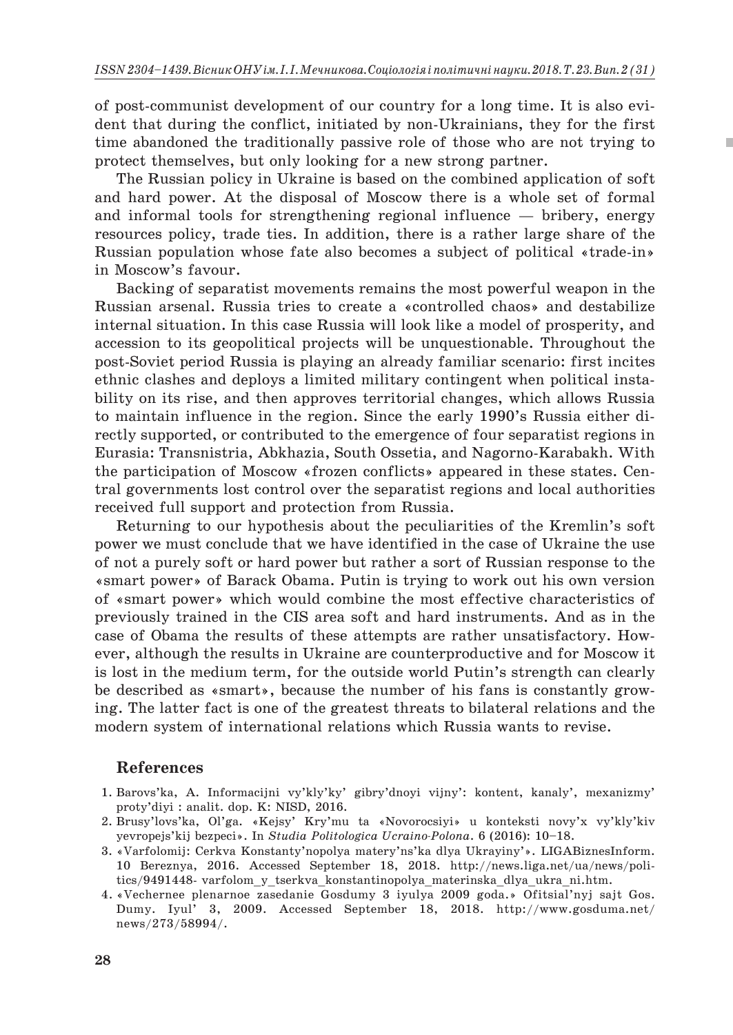of post-communist development of our country for a long time. It is also evident that during the conflict, initiated by non-Ukrainians, they for the first time abandoned the traditionally passive role of those who are not trying to protect themselves, but only looking for a new strong partner.

The Russian policy in Ukraine is based on the combined application of soft and hard power. At the disposal of Moscow there is a whole set of formal and informal tools for strengthening regional influence — bribery, energy resources policy, trade ties. In addition, there is a rather large share of the Russian population whose fate also becomes a subject of political «trade-in» in Moscow's favour.

Backing of separatist movements remains the most powerful weapon in the Russian arsenal. Russia tries to create a «controlled chaos» and destabilize internal situation. In this case Russia will look like a model of prosperity, and accession to its geopolitical projects will be unquestionable. Throughout the post-Soviet period Russia is playing an already familiar scenario: first incites ethnic clashes and deploys a limited military contingent when political instability on its rise, and then approves territorial changes, which allows Russia to maintain influence in the region. Since the early 1990's Russia either directly supported, or contributed to the emergence of four separatist regions in Eurasia: Transnistria, Abkhazia, South Ossetia, and Nagorno-Karabakh. With the participation of Moscow «frozen conflicts» appeared in these states. Central governments lost control over the separatist regions and local authorities received full support and protection from Russia.

Returning to our hypothesis about the peculiarities of the Kremlin's soft power we must conclude that we have identified in the case of Ukraine the use of not a purely soft or hard power but rather a sort of Russian response to the «smart power» of Barack Obama. Putin is trying to work out his own version of «smart power» which would combine the most effective characteristics of previously trained in the CIS area soft and hard instruments. And as in the case of Obama the results of these attempts are rather unsatisfactory. However, although the results in Ukraine are counterproductive and for Moscow it is lost in the medium term, for the outside world Putin's strength can clearly be described as «smart», because the number of his fans is constantly growing. The latter fact is one of the greatest threats to bilateral relations and the modern system of international relations which Russia wants to revise.

## References

1. Barovs'ka, A. Informacijni vy'kly'ky' gibry'dnoyi vijny': kontent, kanaly', mexanizmy' proty'diyi : analit. dop. K: NISD, 2016.
2. Brusy'lovs'ka, Ol'ga. «Kejsy' Kry'mu ta «Novorocsiyi» u konteksti novy'x vy'kly'kiv yevropejs'kij bezpeci». In *Studia Politologica Ucraino-Polona*. 6 (2016): 10–18.
3. «Varfolomij: Cerkva Konstanty'nopolya matery'ns'ka dlya Ukrayiny'». LIGABiznesInform. 10 Bereznya, 2016. Accessed September 18, 2018. http://news.liga.net/ua/news/politics/9491448- varfolom_y_tserkva_konstantinopolya_materinska_dlya_ukra_ni.htm.
4. «Vechernee plenarnoe zasedanie Gosdumy 3 iyulya 2009 goda.» Ofitsial'nyj sajt Gos. Dumy. Iyul' 3, 2009. Accessed September 18, 2018. http://www.gosduma.net/news/273/58994/.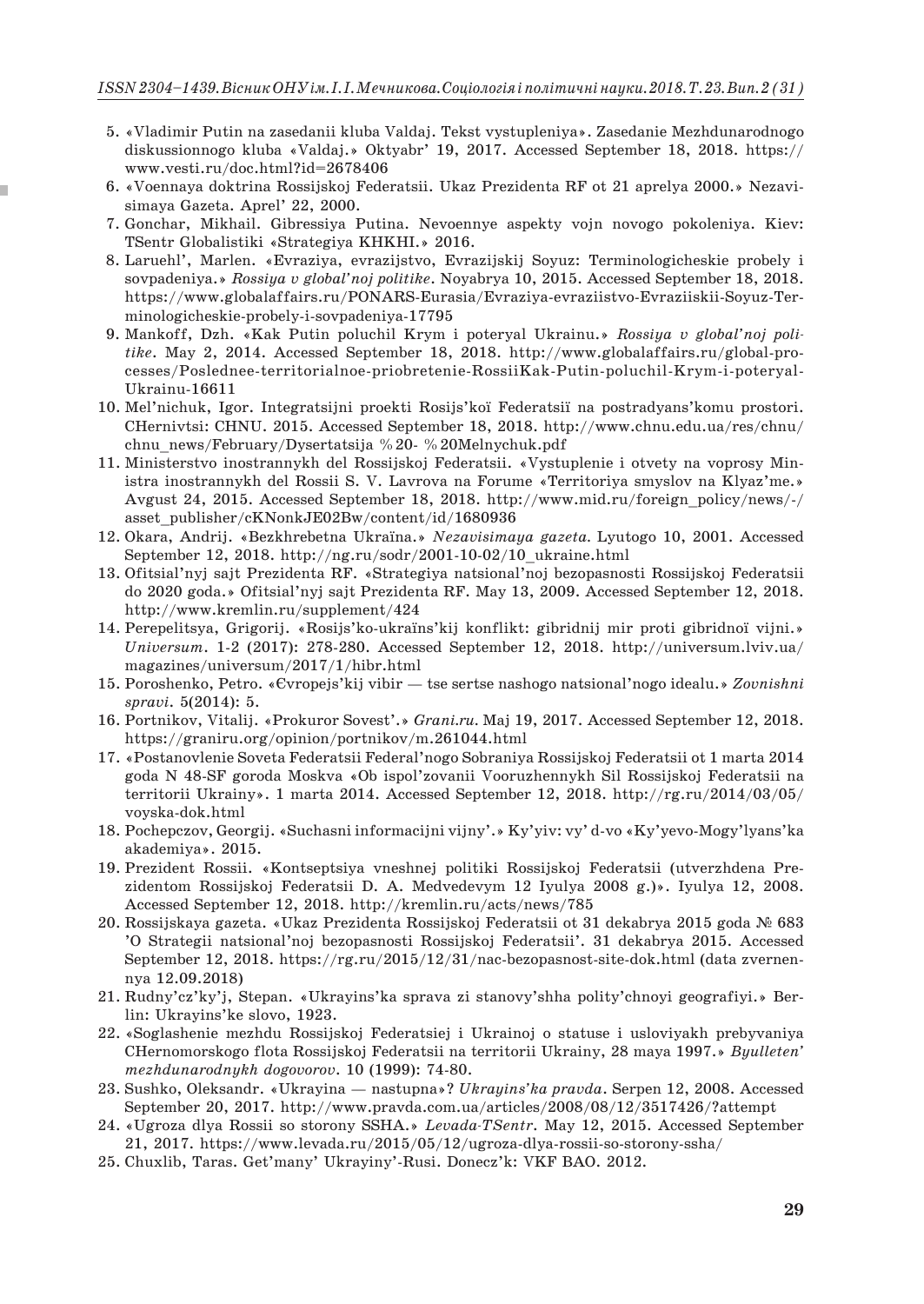5. «Vladimir Putin na zasedanii kluba Valdaj. Tekst vystupleniya». Zasedanie Mezhdunarodnogo diskussionnogo kluba «Valdaj.» Oktyabr' 19, 2017. Accessed September 18, 2018. https://www.vesti.ru/doc.html?id=2678406
6. «Voennaya doktrina Rossijskoj Federatsii. Ukaz Prezidenta RF ot 21 aprelya 2000.» Nezavisimaya Gazeta. Aprel' 22, 2000.
7. Gonchar, Mikhail. Gibressiya Putina. Nevoennye aspekty vojn novogo pokoleniya. Kiev: TSentr Globalistiki «Strategiya KHKHI.» 2016.
8. Laruehl', Marlen. «Evraziya, evrazijstvo, Evrazijskij Soyuz: Terminologicheskie probely i sovpadeniya.» *Rossiya v global'noj politike*. Noyabrya 10, 2015. Accessed September 18, 2018. https://www.globalaffairs.ru/PONARS-Eurasia/Evraziya-evraziistvo-Evraziiskii-Soyuz-Terminologicheskie-probely-i-sovpadeniya-17795
9. Mankoff, Dzh. «Kak Putin poluchil Krym i poteryal Ukrainu.» *Rossiya v global'noj politike*. May 2, 2014. Accessed September 18, 2018. http://www.globalaffairs.ru/global-processes/Poslednee-territorialnoe-priobretenie-RossiiKak-Putin-poluchil-Krym-i-poteryal-Ukrainu-16611
10. Mel'nichuk, Igor. Integratsijni proekti Rosijs'koï Federatsiï na postradyans'komu prostori. CHernivtsi: CHNU. 2015. Accessed September 18, 2018. http://www.chnu.edu.ua/res/chnu/chnu_news/February/Dysertatsija %20- %20Melnychuk.pdf
11. Ministerstvo inostrannykh del Rossijskoj Federatsii. «Vystuplenie i otvety na voprosy Ministra inostrannykh del Rossii S. V. Lavrova na Forume «Territoriya smyslov na Klyaz'me.» Avgust 24, 2015. Accessed September 18, 2018. http://www.mid.ru/foreign_policy/news/-/asset_publisher/cKNonkJE02Bw/content/id/1680936
12. Okara, Andrij. «Bezkhrebetna Ukraïna.» *Nezavisimaya gazeta*. Lyutogo 10, 2001. Accessed September 12, 2018. http://ng.ru/sodr/2001-10-02/10_ukraine.html
13. Ofitsial'nyj sajt Prezidenta RF. «Strategiya natsional'noj bezopasnosti Rossijskoj Federatsii do 2020 goda.» Ofitsial'nyj sajt Prezidenta RF. May 13, 2009. Accessed September 12, 2018. http://www.kremlin.ru/supplement/424
14. Perepelitsya, Grigorij. «Rosijs'ko-ukraïns'kij konflikt: gibridnij mir proti gibridnoï vijni.» *Universum*. 1-2 (2017): 278-280. Accessed September 12, 2018. http://universum.lviv.ua/magazines/universum/2017/1/hibr.html
15. Poroshenko, Petro. «Єvropejs'kij vibir — tse sertse nashogo natsional'nogo idealu.» *Zovnishni spravi*. 5(2014): 5.
16. Portnikov, Vitalij. «Prokuror Sovest'.» *Grani.ru*. Maj 19, 2017. Accessed September 12, 2018. https://graniru.org/opinion/portnikov/m.261044.html
17. «Postanovlenie Soveta Federatsii Federal'nogo Sobraniya Rossijskoj Federatsii ot 1 marta 2014 goda N 48-SF goroda Moskva «Ob ispol'zovanii Vooruzhennykh Sil Rossijskoj Federatsii na territorii Ukrainy». 1 marta 2014. Accessed September 12, 2018. http://rg.ru/2014/03/05/voyska-dok.html
18. Pochepczov, Georgij. «Suchasni informacijni vijny'.» Ky'yiv: vy' d-vo «Ky'yevo-Mogy'lyans'ka akademiya». 2015.
19. Prezident Rossii. «Kontseptsiya vneshnej politiki Rossijskoj Federatsii (utverzhdena Prezidentom Rossijskoj Federatsii D. A. Medvedevym 12 Iyulya 2008 g.)». Iyulya 12, 2008. Accessed September 12, 2018. http://kremlin.ru/acts/news/785
20. Rossijskaya gazeta. «Ukaz Prezidenta Rossijskoj Federatsii ot 31 dekabrya 2015 goda № 683 'O Strategii natsional'noj bezopasnosti Rossijskoj Federatsii'. 31 dekabrya 2015. Accessed September 12, 2018. https://rg.ru/2015/12/31/nac-bezopasnost-site-dok.html (data zvernennya 12.09.2018)
21. Rudny'cz'ky'j, Stepan. «Ukrayins'ka sprava zi stanovy'shha polity'chnoyi geografiyi.» Berlin: Ukrayins'ke slovo, 1923.
22. «Soglashenie mezhdu Rossijskoj Federatsiej i Ukrainoj o statuse i usloviyakh prebyvaniya CHernomorskogo flota Rossijskoj Federatsii na territorii Ukrainy, 28 maya 1997.» *Byulleten' mezhdunarodnykh dogovorov*. 10 (1999): 74-80.
23. Sushko, Oleksandr. «Ukrayina — nastupna»? *Ukrayins'ka pravda*. Serpen 12, 2008. Accessed September 20, 2017. http://www.pravda.com.ua/articles/2008/08/12/3517426/?attempt
24. «Ugroza dlya Rossii so storony SSHA.» *Levada-TSentr*. May 12, 2015. Accessed September 21, 2017. https://www.levada.ru/2015/05/12/ugroza-dlya-rossii-so-storony-ssha/
25. Chuxlib, Taras. Get'many' Ukrayiny'-Rusi. Donecz'k: VKF BAO. 2012.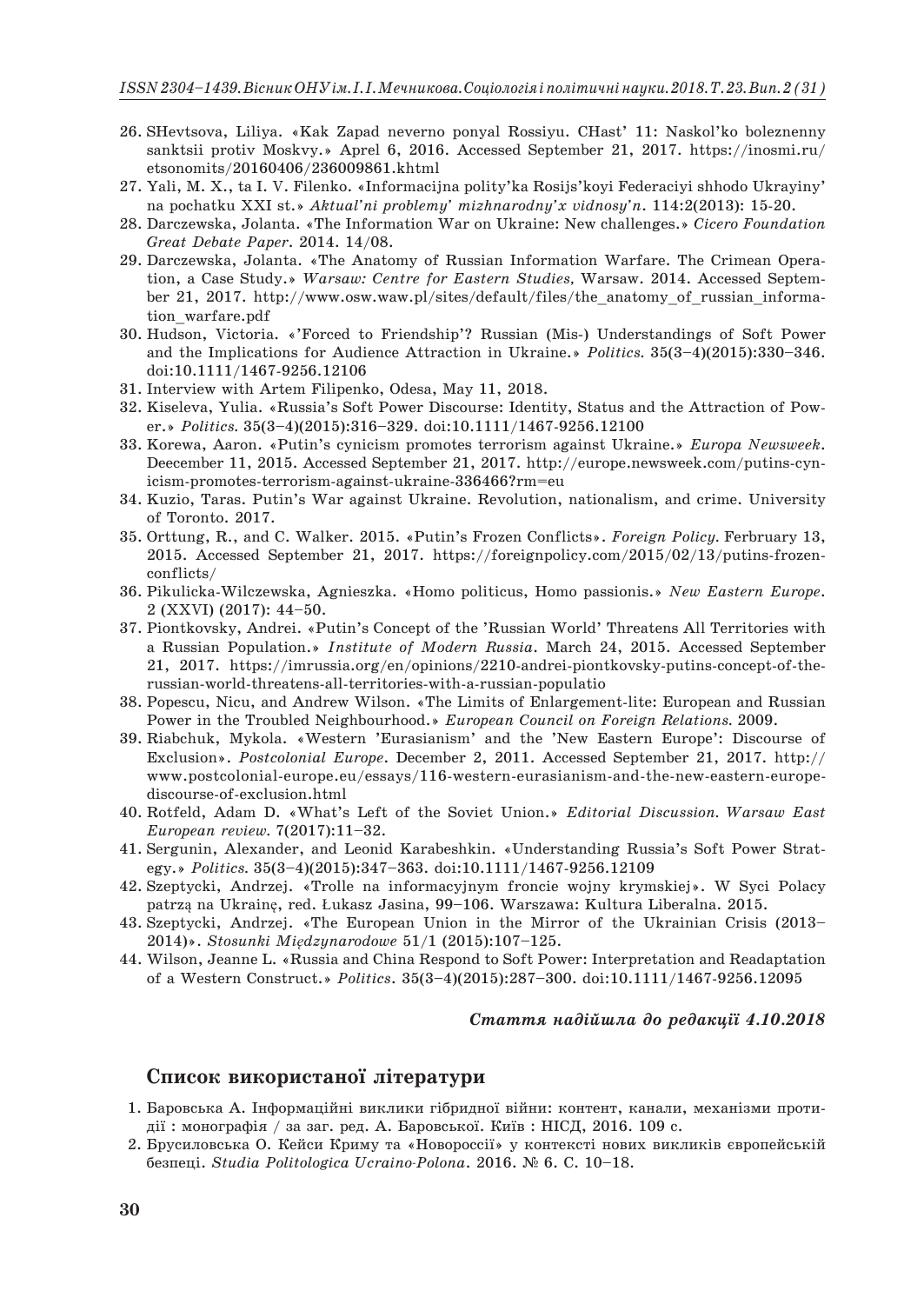26. SHevtsova, Liliya. «Kak Zapad neverno ponyal Rossiyu. CHast' 11: Naskol'ko boleznenny sanktsii protiv Moskvy.» Aprel 6, 2016. Accessed September 21, 2017. https://inosmi.ru/etsonomits/20160406/236009861.khtml
27. Yali, M. X., ta I. V. Filenko. «Informacijna polity'ka Rosijs'koyi Federaciyi shhodo Ukrayiny' na pochatku XXI st.» *Aktual'ni problemy' mizhnarodny'x vidnosy'n*. 114:2(2013): 15-20.
28. Darczewska, Jolanta. «The Information War on Ukraine: New challenges.» *Cicero Foundation Great Debate Paper*. 2014. 14/08.
29. Darczewska, Jolanta. «The Anatomy of Russian Information Warfare. The Crimean Operation, a Case Study.» *Warsaw: Centre for Eastern Studies,* Warsaw. 2014. Accessed September 21, 2017. http://www.osw.waw.pl/sites/default/files/the_anatomy_of_russian_information_warfare.pdf
30. Hudson, Victoria. «'Forced to Friendship'? Russian (Mis-) Understandings of Soft Power and the Implications for Audience Attraction in Ukraine.» *Politics*. 35(3–4)(2015):330–346. doi:10.1111/1467-9256.12106
31. Interview with Artem Filipenko, Odesa, May 11, 2018.
32. Kiseleva, Yulia. «Russia's Soft Power Discourse: Identity, Status and the Attraction of Power.» *Politics*. 35(3–4)(2015):316–329. doi:10.1111/1467-9256.12100
33. Korewa, Aaron. «Putin's cynicism promotes terrorism against Ukraine.» *Europa Newsweek*. Deecember 11, 2015. Accessed September 21, 2017. http://europe.newsweek.com/putins-cynicism-promotes-terrorism-against-ukraine-336466?rm=eu
34. Kuzio, Taras. Putin's War against Ukraine. Revolution, nationalism, and crime. University of Toronto. 2017.
35. Orttung, R., and C. Walker. 2015. «Putin's Frozen Conflicts». *Foreign Policy*. Ferbruary 13, 2015. Accessed September 21, 2017. https://foreignpolicy.com/2015/02/13/putins-frozen-conflicts/
36. Pikulicka-Wilczewska, Agnieszka. «Homo politicus, Homo passionis.» *New Eastern Europe*. 2 (XXVI) (2017): 44–50.
37. Piontkovsky, Andrei. «Putin's Concept of the 'Russian World' Threatens All Territories with a Russian Population.» *Institute of Modern Russia*. March 24, 2015. Accessed September 21, 2017. https://imrussia.org/en/opinions/2210-andrei-piontkovsky-putins-concept-of-the-russian-world-threatens-all-territories-with-a-russian-populatio
38. Popescu, Nicu, and Andrew Wilson. «The Limits of Enlargement-lite: European and Russian Power in the Troubled Neighbourhood.» *European Council on Foreign Relations*. 2009.
39. Riabchuk, Mykola. «Western 'Eurasianism' and the 'New Eastern Europe': Discourse of Exclusion». *Postcolonial Europe*. December 2, 2011. Accessed September 21, 2017. http://www.postcolonial-europe.eu/essays/116-western-eurasianism-and-the-new-eastern-europe-discourse-of-exclusion.html
40. Rotfeld, Adam D. «What's Left of the Soviet Union.» *Editorial Discussion. Warsaw East European review*. 7(2017):11–32.
41. Sergunin, Alexander, and Leonid Karabeshkin. «Understanding Russia's Soft Power Strategy.» *Politics*. 35(3–4)(2015):347–363. doi:10.1111/1467-9256.12109
42. Szeptycki, Andrzej. «Trolle na informacyjnym froncie wojny krymskiej». W Syci Polacy patrzą na Ukrainę, red. Łukasz Jasina, 99–106. Warszawa: Kultura Liberalna. 2015.
43. Szeptycki, Andrzej. «The European Union in the Mirror of the Ukrainian Crisis (2013–2014)». *Stosunki Międzynarodowe* 51/1 (2015):107–125.
44. Wilson, Jeanne L. «Russia and China Respond to Soft Power: Interpretation and Readaptation of a Western Construct.» *Politics*. 35(3–4)(2015):287–300. doi:10.1111/1467-9256.12095

***Стаття надійшла до редакції 4.10.2018***

## Список використаної літератури

1. Баровська А. Інформаційні виклики гібридної війни: контент, канали, механізми протидії : монографія / за заг. ред. А. Баровської. Київ : НІСД, 2016. 109 с.
2. Брусиловська О. Кейси Криму та «Новороссії» у контексті нових викликів європейській безпеці. *Studia Politologica Ucraino-Polona*. 2016. № 6. С. 10–18.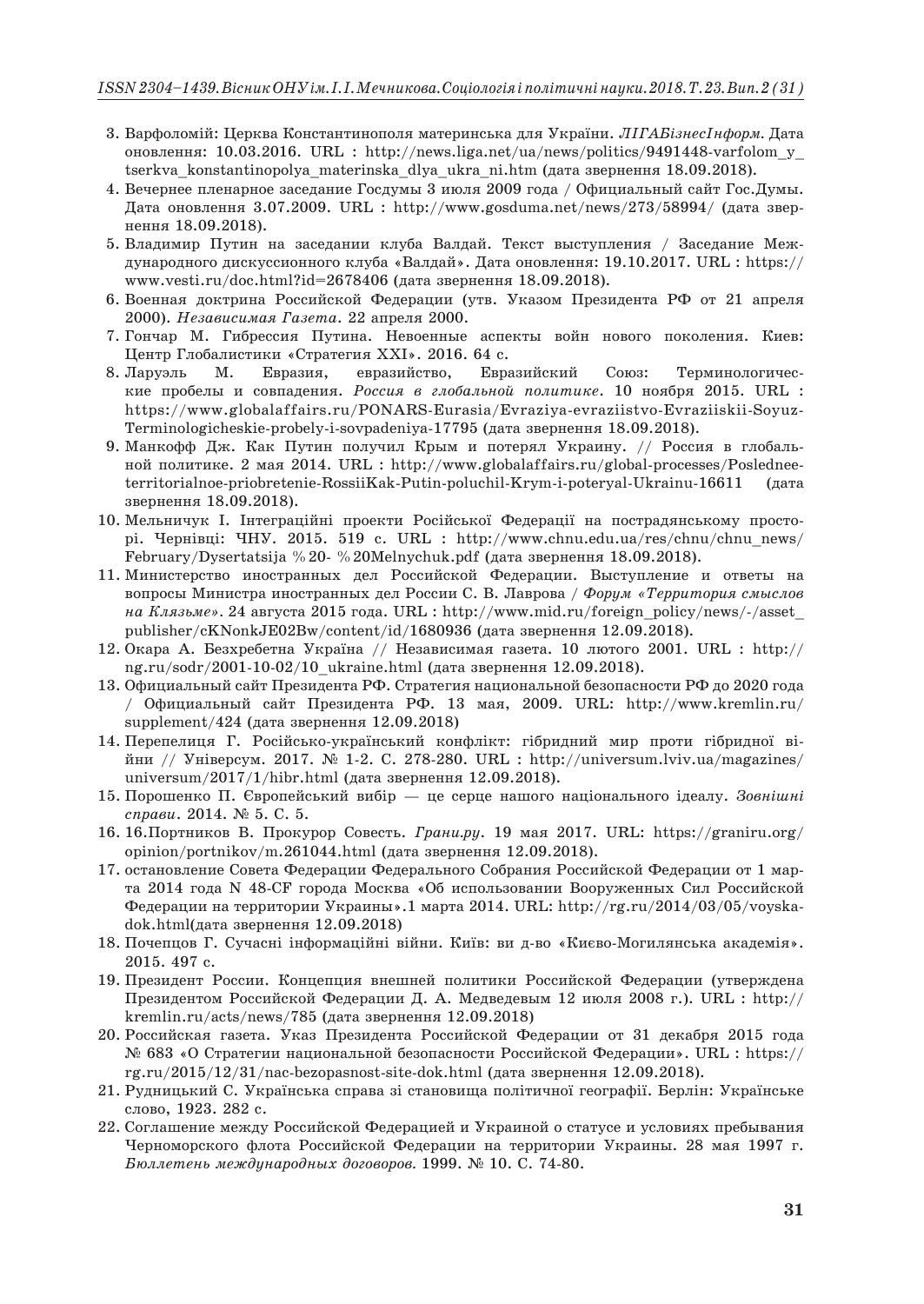3. Варфоломій: Церква Константинополя материнська для України. *ЛІГАБізнесІнформ*. Дата оновлення: 10.03.2016. URL : http://news.liga.net/ua/news/politics/9491448-varfolom_y_tserkva_konstantinopolya_materinska_dlya_ukra_ni.htm (дата звернення 18.09.2018).
4. Вечернее пленарное заседание Госдумы 3 июля 2009 года / Официальный сайт Гос.Думы. Дата оновлення 3.07.2009. URL : http://www.gosduma.net/news/273/58994/ (дата звернення 18.09.2018).
5. Владимир Путин на заседании клуба Валдай. Текст выступления / Заседание Международного дискуссионного клуба «Валдай». Дата оновлення: 19.10.2017. URL : https://www.vesti.ru/doc.html?id=2678406 (дата звернення 18.09.2018).
6. Военная доктрина Российской Федерации (утв. Указом Президента РФ от 21 апреля 2000). *Независимая Газета*. 22 апреля 2000.
7. Гончар М. Гибрессия Путина. Невоенные аспекты войн нового поколения. Киев: Центр Глобалистики «Стратегия XXI». 2016. 64 с.
8. Ларуэль М. Евразия, евразийство, Евразийский Союз: Терминологические пробелы и совпадения. *Россия в глобальной политике*. 10 ноября 2015. URL : https://www.globalaffairs.ru/PONARS-Eurasia/Evraziya-evraziistvo-Evraziiskii-Soyuz-Terminologicheskie-probely-i-sovpadeniya-17795 (дата звернення 18.09.2018).
9. Манкофф Дж. Как Путин получил Крым и потерял Украину. // Россия в глобальной политике. 2 мая 2014. URL : http://www.globalaffairs.ru/global-processes/Poslednee-territorialnoe-priobretenie-RossiiKak-Putin-poluchil-Krym-i-poteryal-Ukrainu-16611 (дата звернення 18.09.2018).
10. Мельничук І. Інтеграційні проекти Російської Федерації на пострадянському просторі. Чернівці: ЧНУ. 2015. 519 с. URL : http://www.chnu.edu.ua/res/chnu/chnu_news/February/Dysertatsija %20- %20Melnychuk.pdf (дата звернення 18.09.2018).
11. Министерство иностранных дел Российской Федерации. Выступление и ответы на вопросы Министра иностранных дел России С. В. Лаврова / *Форум «Территория смыслов на Клязьме»*. 24 августа 2015 года. URL : http://www.mid.ru/foreign_policy/news/-/asset_publisher/cKNonkJE02Bw/content/id/1680936 (дата звернення 12.09.2018).
12. Окара А. Безхребетна Україна // Независимая газета. 10 лютого 2001. URL : http://ng.ru/sodr/2001-10-02/10_ukraine.html (дата звернення 12.09.2018).
13. Официальный сайт Президента РФ. Стратегия национальной безопасности РФ до 2020 года / Официальный сайт Президента РФ. 13 мая, 2009. URL: http://www.kremlin.ru/supplement/424 (дата звернення 12.09.2018)
14. Перепелиця Г. Російсько-український конфлікт: гібридний мир проти гібридної війни // Універсум. 2017. № 1-2. С. 278-280. URL : http://universum.lviv.ua/magazines/universum/2017/1/hibr.html (дата звернення 12.09.2018).
15. Порошенко П. Європейський вибір — це серце нашого національного ідеалу. *Зовнішні справи*. 2014. № 5. С. 5.
16. 16.Портников В. Прокурор Совесть. *Грани.ру*. 19 мая 2017. URL: https://graniru.org/opinion/portnikov/m.261044.html (дата звернення 12.09.2018).
17. остановление Совета Федерации Федерального Собрания Российской Федерации от 1 марта 2014 года N 48-СФ города Москва «Об использовании Вооруженных Сил Российской Федерации на территории Украины».1 марта 2014. URL: http://rg.ru/2014/03/05/voyska-dok.html(дата звернення 12.09.2018)
18. Почепцов Г. Сучасні інформаційні війни. Київ: ви д-во «Києво-Могилянська академія». 2015. 497 с.
19. Президент России. Концепция внешней политики Российской Федерации (утверждена Президентом Российской Федерации Д. А. Медведевым 12 июля 2008 г.). URL : http://kremlin.ru/acts/news/785 (дата звернення 12.09.2018)
20. Российская газета. Указ Президента Российской Федерации от 31 декабря 2015 года № 683 «О Стратегии национальной безопасности Российской Федерации». URL : https://rg.ru/2015/12/31/nac-bezopasnost-site-dok.html (дата звернення 12.09.2018).
21. Рудницький С. Українська справа зі становища політичної географії. Берлін: Українське слово, 1923. 282 с.
22. Соглашение между Российской Федерацией и Украиной о статусе и условиях пребывания Черноморского флота Российской Федерации на территории Украины. 28 мая 1997 г. *Бюллетень международных договоров*. 1999. № 10. С. 74-80.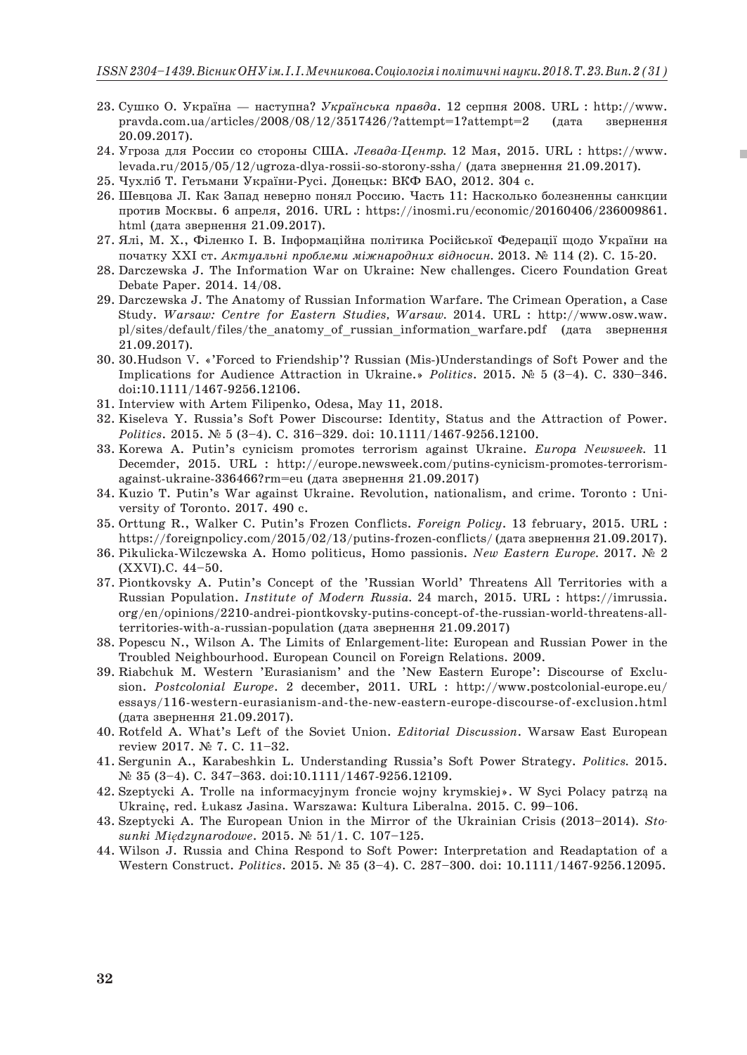23. Сушко О. Україна — наступна? *Українська правда*. 12 серпня 2008. URL : http://www.pravda.com.ua/articles/2008/08/12/3517426/?attempt=1?attempt=2 (дата звернення 20.09.2017).
24. Угроза для России со стороны США. *Левада-Центр*. 12 Мая, 2015. URL : https://www.levada.ru/2015/05/12/ugroza-dlya-rossii-so-storony-ssha/ (дата звернення 21.09.2017).
25. Чухліб Т. Гетьмани України-Русі. Донецьк: ВКФ БАО, 2012. 304 с.
26. Шевцова Л. Как Запад неверно понял Россию. Часть 11: Насколько болезненны санкции против Москвы. 6 апреля, 2016. URL : https://inosmi.ru/economic/20160406/236009861.html (дата звернення 21.09.2017).
27. Ялі, М. Х., Філенко І. В. Інформаційна політика Російської Федерації щодо України на початку XXI ст. *Актуальні проблеми міжнародних відносин*. 2013. № 114 (2). С. 15-20.
28. Darczewska J. The Information War on Ukraine: New challenges. Cicero Foundation Great Debate Paper. 2014. 14/08.
29. Darczewska J. The Anatomy of Russian Information Warfare. The Crimean Operation, a Case Study. *Warsaw: Centre for Eastern Studies, Warsaw*. 2014. URL : http://www.osw.waw.pl/sites/default/files/the_anatomy_of_russian_information_warfare.pdf (дата звернення 21.09.2017).
30. 30.Hudson V. «'Forced to Friendship'? Russian (Mis-)Understandings of Soft Power and the Implications for Audience Attraction in Ukraine.» *Politics*. 2015. № 5 (3–4). С. 330–346. doi:10.1111/1467-9256.12106.
31. Interview with Artem Filipenko, Odesa, May 11, 2018.
32. Kiseleva Y. Russia's Soft Power Discourse: Identity, Status and the Attraction of Power. *Politics*. 2015. № 5 (3–4). С. 316–329. doi: 10.1111/1467-9256.12100.
33. Korewa A. Putin's cynicism promotes terrorism against Ukraine. *Europa Newsweek.* 11 Decemder, 2015. URL : http://europe.newsweek.com/putins-cynicism-promotes-terrorism-against-ukraine-336466?rm=eu (дата звернення 21.09.2017)
34. Kuzio T. Putin's War against Ukraine. Revolution, nationalism, and crime. Toronto : University of Toronto. 2017. 490 c.
35. Orttung R., Walker C. Putin's Frozen Conflicts. *Foreign Policy*. 13 february, 2015. URL : https://foreignpolicy.com/2015/02/13/putins-frozen-conflicts/ (дата звернення 21.09.2017).
36. Pikulicka-Wilczewska A. Homo politicus, Homo passionis. *New Eastern Europe.* 2017. № 2 (XXVI).С. 44–50.
37. Piontkovsky A. Putin's Concept of the 'Russian World' Threatens All Territories with a Russian Population. *Institute of Modern Russia.* 24 march, 2015. URL : https://imrussia.org/en/opinions/2210-andrei-piontkovsky-putins-concept-of-the-russian-world-threatens-all-territories-with-a-russian-population (дата звернення 21.09.2017)
38. Popescu N., Wilson A. The Limits of Enlargement-lite: European and Russian Power in the Troubled Neighbourhood. European Council on Foreign Relations. 2009.
39. Riabchuk M. Western 'Eurasianism' and the 'New Eastern Europe': Discourse of Exclusion. *Postcolonial Europe*. 2 december, 2011. URL : http://www.postcolonial-europe.eu/essays/116-western-eurasianism-and-the-new-eastern-europe-discourse-of-exclusion.html (дата звернення 21.09.2017).
40. Rotfeld A. What's Left of the Soviet Union. *Editorial Discussion*. Warsaw East European review 2017. № 7. С. 11–32.
41. Sergunin A., Karabeshkin L. Understanding Russia's Soft Power Strategy. *Politics.* 2015. № 35 (3–4). С. 347–363. doi:10.1111/1467-9256.12109.
42. Szeptycki A. Trolle na informacyjnym froncie wojny krymskiej». W Syci Polacy patrzą na Ukrainę, red. Łukasz Jasina. Warszawa: Kultura Liberalna. 2015. С. 99–106.
43. Szeptycki A. The European Union in the Mirror of the Ukrainian Crisis (2013–2014). *Stosunki Międzynarodowe*. 2015. № 51/1. С. 107–125.
44. Wilson J. Russia and China Respond to Soft Power: Interpretation and Readaptation of a Western Construct. *Politics*. 2015. № 35 (3–4). С. 287–300. doi: 10.1111/1467-9256.12095.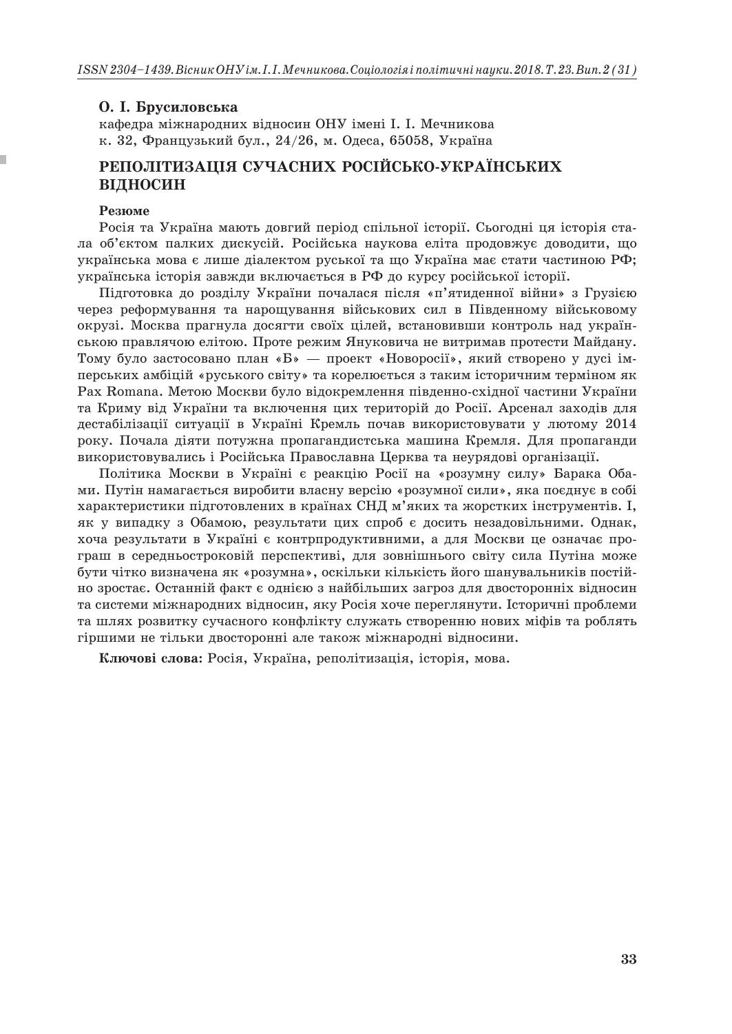**О. І. Брусиловська**

кафедра міжнародних відносин ОНУ імені І. І. Мечникова
к. 32, Французький бул., 24/26, м. Одеса, 65058, Україна

## РЕПОЛІТИЗАЦІЯ СУЧАСНИХ РОСІЙСЬКО-УКРАЇНСЬКИХ ВІДНОСИН

**Резюме**

Росія та Україна мають довгий період спільної історії. Сьогодні ця історія стала об'єктом палких дискусій. Російська наукова еліта продовжує доводити, що українська мова є лише діалектом руської та що Україна має стати частиною РФ; українська історія завжди включається в РФ до курсу російської історії.

Підготовка до розділу України почалася після «п'ятиденної війни» з Грузією через реформування та нарощування військових сил в Південному військовому окрузі. Москва прагнула досягти своїх цілей, встановивши контроль над українською правлячою елітою. Проте режим Януковича не витримав протести Майдану. Тому було застосовано план «Б» — проект «Новоросії», який створено у дусі імперських амбіцій «руського світу» та корелюється з таким історичним терміном як Pax Romana. Метою Москви було відокремлення південно-східної частини України та Криму від України та включення цих територій до Росії. Арсенал заходів для дестабілізації ситуації в Україні Кремль почав використовувати у лютому 2014 року. Почала діяти потужна пропагандистська машина Кремля. Для пропаганди використовувались і Російська Православна Церква та неурядові організації.

Політика Москви в Україні є реакцію Росії на «розумну силу» Барака Обами. Путін намагається виробити власну версію «розумної сили», яка поєднує в собі характеристики підготовлених в країнах СНД м'яких та жорстких інструментів. І, як у випадку з Обамою, результати цих спроб є досить незадовільними. Однак, хоча результати в Україні є контрпродуктивними, а для Москви це означає програш в середньостроковій перспективі, для зовнішнього світу сила Путіна може бути чітко визначена як «розумна», оскільки кількість його шанувальників постійно зростає. Останній факт є однією з найбільших загроз для двосторонніх відносин та системи міжнародних відносин, яку Росія хоче переглянути. Історичні проблеми та шлях розвитку сучасного конфлікту служать створенню нових міфів та роблять гіршими не тільки двосторонні але також міжнародні відносини.

**Ключові слова:** Росія, Україна, реполітизація, історія, мова.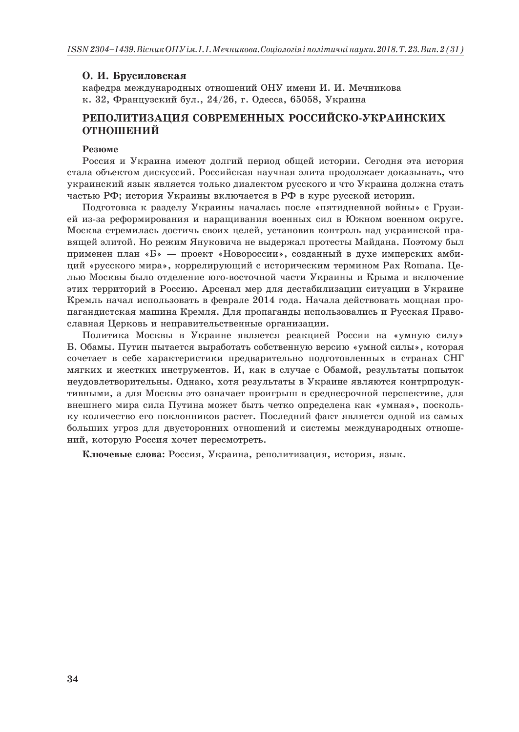**О. И. Брусиловская**

кафедра международных отношений ОНУ имени И. И. Мечникова
к. 32, Французский бул., 24/26, г. Одесса, 65058, Украина

## РЕПОЛИТИЗАЦИЯ СОВРЕМЕННЫХ РОССИЙСКО-УКРАИНСКИХ ОТНОШЕНИЙ

**Резюме**

Россия и Украина имеют долгий период общей истории. Сегодня эта история стала объектом дискуссий. Российская научная элита продолжает доказывать, что украинский язык является только диалектом русского и что Украина должна стать частью РФ; история Украины включается в РФ в курс русской истории.

Подготовка к разделу Украины началась после «пятидневной войны» с Грузией из-за реформирования и наращивания военных сил в Южном военном округе. Москва стремилась достичь своих целей, установив контроль над украинской правящей элитой. Но режим Януковича не выдержал протесты Майдана. Поэтому был применен план «Б» — проект «Новороссии», созданный в духе имперских амбиций «русского мира», коррелирующий с историческим термином Pax Romana. Целью Москвы было отделение юго-восточной части Украины и Крыма и включение этих территорий в Россию. Арсенал мер для дестабилизации ситуации в Украине Кремль начал использовать в феврале 2014 года. Начала действовать мощная пропагандистская машина Кремля. Для пропаганды использовались и Русская Православная Церковь и неправительственные организации.

Политика Москвы в Украине является реакцией России на «умную силу» Б. Обамы. Путин пытается выработать собственную версию «умной силы», которая сочетает в себе характеристики предварительно подготовленных в странах СНГ мягких и жестких инструментов. И, как в случае с Обамой, результаты попыток неудовлетворительны. Однако, хотя результаты в Украине являются контрпродуктивными, а для Москвы это означает проигрыш в среднесрочной перспективе, для внешнего мира сила Путина может быть четко определена как «умная», поскольку количество его поклонников растет. Последний факт является одной из самых больших угроз для двусторонних отношений и системы международных отношений, которую Россия хочет пересмотреть.

**Ключевые слова:** Россия, Украина, реполитизация, история, язык.